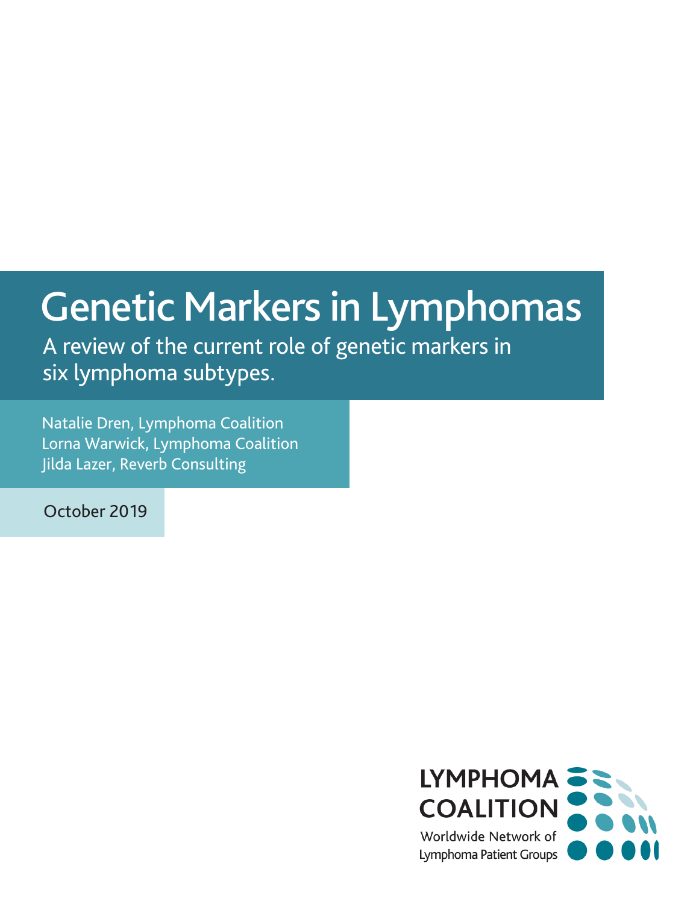# Genetic Markers in Lymphomas

A review of the current role of genetic markers in six lymphoma subtypes.

Natalie Dren, Lymphoma Coalition
Lorna Warwick, Lymphoma Coalition
Jilda Lazer, Reverb Consulting

October 2019

LYMPHOMA COALITION
Worldwide Network of Lymphoma Patient Groups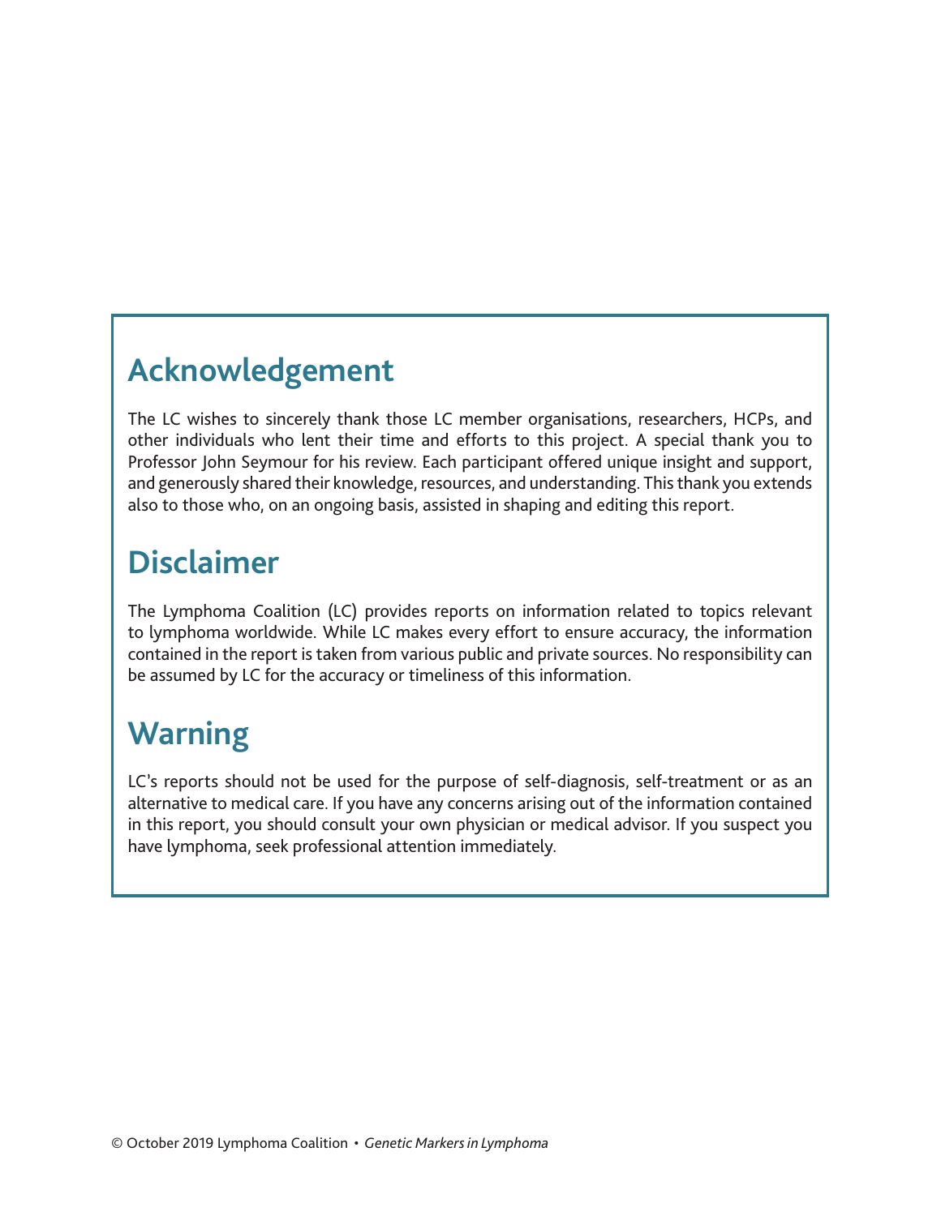## Acknowledgement

The LC wishes to sincerely thank those LC member organisations, researchers, HCPs, and other individuals who lent their time and efforts to this project. A special thank you to Professor John Seymour for his review. Each participant offered unique insight and support, and generously shared their knowledge, resources, and understanding. This thank you extends also to those who, on an ongoing basis, assisted in shaping and editing this report.

## Disclaimer

The Lymphoma Coalition (LC) provides reports on information related to topics relevant to lymphoma worldwide. While LC makes every effort to ensure accuracy, the information contained in the report is taken from various public and private sources. No responsibility can be assumed by LC for the accuracy or timeliness of this information.

## Warning

LC's reports should not be used for the purpose of self-diagnosis, self-treatment or as an alternative to medical care. If you have any concerns arising out of the information contained in this report, you should consult your own physician or medical advisor. If you suspect you have lymphoma, seek professional attention immediately.

© October 2019 Lymphoma Coalition • *Genetic Markers in Lymphoma*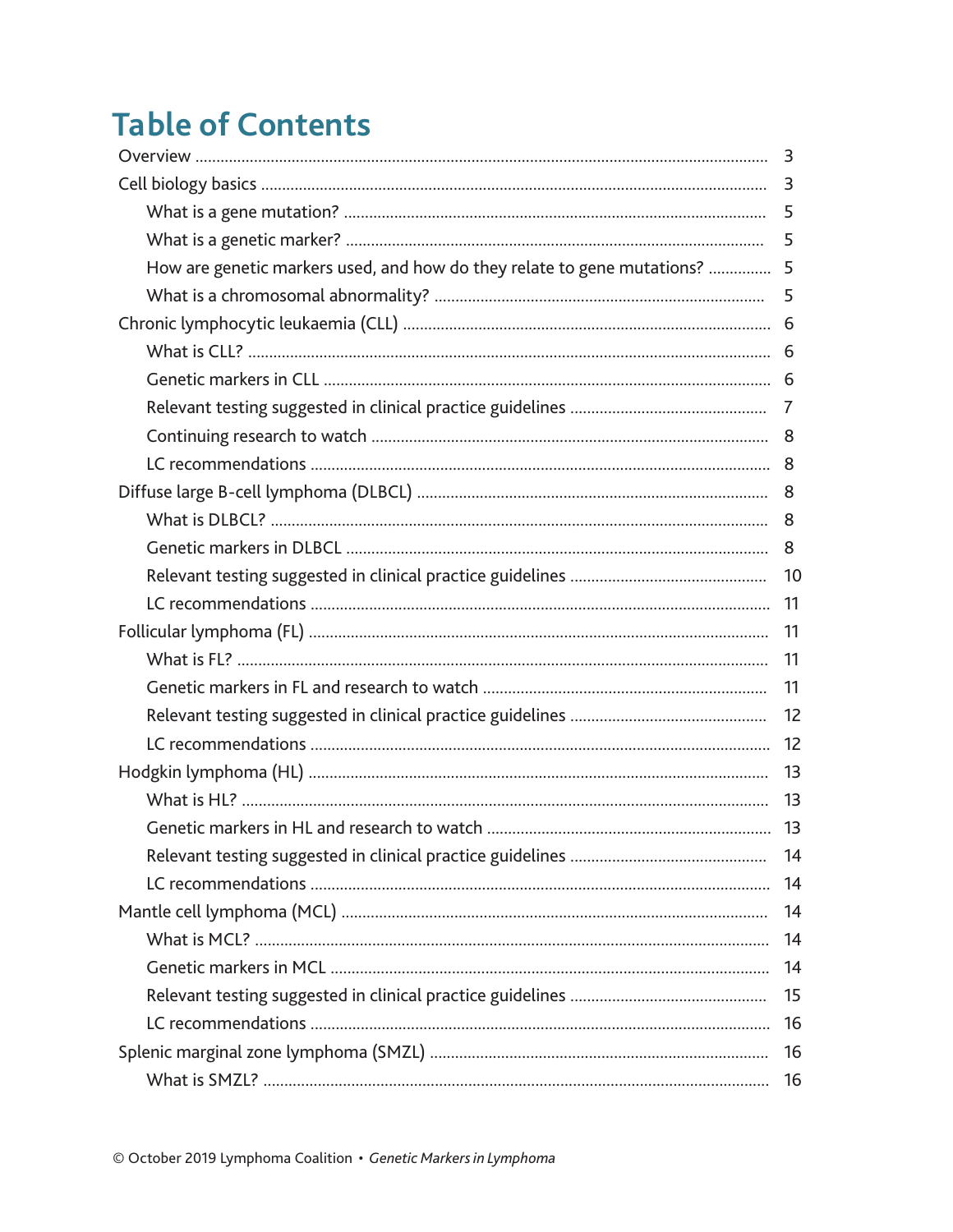# Table of Contents

- Overview ........ 3
- Cell biology basics ........ 3
  - What is a gene mutation? ........ 5
  - What is a genetic marker? ........ 5
  - How are genetic markers used, and how do they relate to gene mutations? ........ 5
  - What is a chromosomal abnormality? ........ 5
- Chronic lymphocytic leukaemia (CLL) ........ 6
  - What is CLL? ........ 6
  - Genetic markers in CLL ........ 6
  - Relevant testing suggested in clinical practice guidelines ........ 7
  - Continuing research to watch ........ 8
  - LC recommendations ........ 8
- Diffuse large B-cell lymphoma (DLBCL) ........ 8
  - What is DLBCL? ........ 8
  - Genetic markers in DLBCL ........ 8
  - Relevant testing suggested in clinical practice guidelines ........ 10
  - LC recommendations ........ 11
- Follicular lymphoma (FL) ........ 11
  - What is FL? ........ 11
  - Genetic markers in FL and research to watch ........ 11
  - Relevant testing suggested in clinical practice guidelines ........ 12
  - LC recommendations ........ 12
- Hodgkin lymphoma (HL) ........ 13
  - What is HL? ........ 13
  - Genetic markers in HL and research to watch ........ 13
  - Relevant testing suggested in clinical practice guidelines ........ 14
  - LC recommendations ........ 14
- Mantle cell lymphoma (MCL) ........ 14
  - What is MCL? ........ 14
  - Genetic markers in MCL ........ 14
  - Relevant testing suggested in clinical practice guidelines ........ 15
  - LC recommendations ........ 16
- Splenic marginal zone lymphoma (SMZL) ........ 16
  - What is SMZL? ........ 16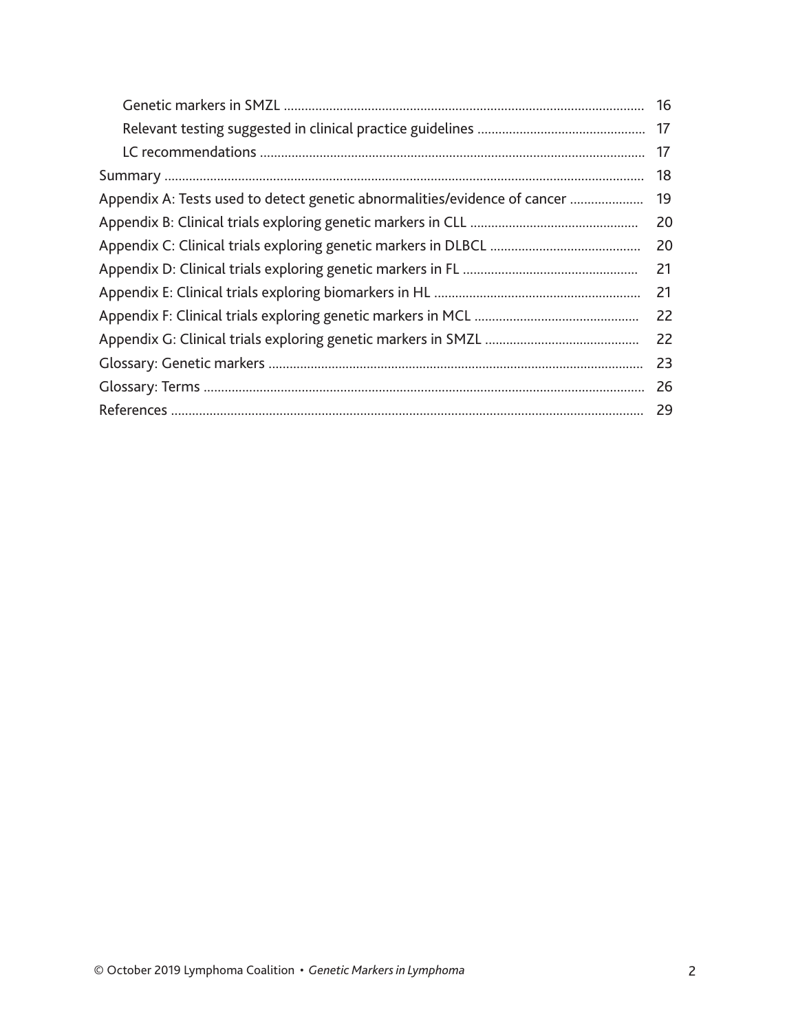- Genetic markers in SMZL ........ 16
- Relevant testing suggested in clinical practice guidelines ........ 17
- LC recommendations ........ 17

Summary ........ 18

Appendix A: Tests used to detect genetic abnormalities/evidence of cancer ........ 19

Appendix B: Clinical trials exploring genetic markers in CLL ........ 20

Appendix C: Clinical trials exploring genetic markers in DLBCL ........ 20

Appendix D: Clinical trials exploring genetic markers in FL ........ 21

Appendix E: Clinical trials exploring biomarkers in HL ........ 21

Appendix F: Clinical trials exploring genetic markers in MCL ........ 22

Appendix G: Clinical trials exploring genetic markers in SMZL ........ 22

Glossary: Genetic markers ........ 23

Glossary: Terms ........ 26

References ........ 29

© October 2019 Lymphoma Coalition • *Genetic Markers in Lymphoma*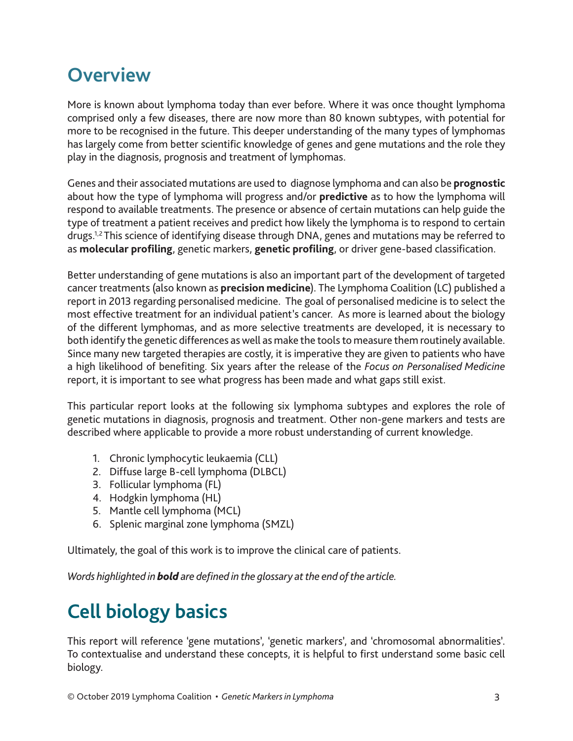# Overview

More is known about lymphoma today than ever before. Where it was once thought lymphoma comprised only a few diseases, there are now more than 80 known subtypes, with potential for more to be recognised in the future. This deeper understanding of the many types of lymphomas has largely come from better scientific knowledge of genes and gene mutations and the role they play in the diagnosis, prognosis and treatment of lymphomas.

Genes and their associated mutations are used to diagnose lymphoma and can also be **prognostic** about how the type of lymphoma will progress and/or **predictive** as to how the lymphoma will respond to available treatments. The presence or absence of certain mutations can help guide the type of treatment a patient receives and predict how likely the lymphoma is to respond to certain drugs.[1,2] This science of identifying disease through DNA, genes and mutations may be referred to as **molecular profiling**, genetic markers, **genetic profiling**, or driver gene-based classification.

Better understanding of gene mutations is also an important part of the development of targeted cancer treatments (also known as **precision medicine**). The Lymphoma Coalition (LC) published a report in 2013 regarding personalised medicine. The goal of personalised medicine is to select the most effective treatment for an individual patient's cancer. As more is learned about the biology of the different lymphomas, and as more selective treatments are developed, it is necessary to both identify the genetic differences as well as make the tools to measure them routinely available. Since many new targeted therapies are costly, it is imperative they are given to patients who have a high likelihood of benefiting. Six years after the release of the *Focus on Personalised Medicine* report, it is important to see what progress has been made and what gaps still exist.

This particular report looks at the following six lymphoma subtypes and explores the role of genetic mutations in diagnosis, prognosis and treatment. Other non-gene markers and tests are described where applicable to provide a more robust understanding of current knowledge.

1. Chronic lymphocytic leukaemia (CLL)
2. Diffuse large B-cell lymphoma (DLBCL)
3. Follicular lymphoma (FL)
4. Hodgkin lymphoma (HL)
5. Mantle cell lymphoma (MCL)
6. Splenic marginal zone lymphoma (SMZL)

Ultimately, the goal of this work is to improve the clinical care of patients.

*Words highlighted in **bold** are defined in the glossary at the end of the article.*

# Cell biology basics

This report will reference 'gene mutations', 'genetic markers', and 'chromosomal abnormalities'. To contextualise and understand these concepts, it is helpful to first understand some basic cell biology.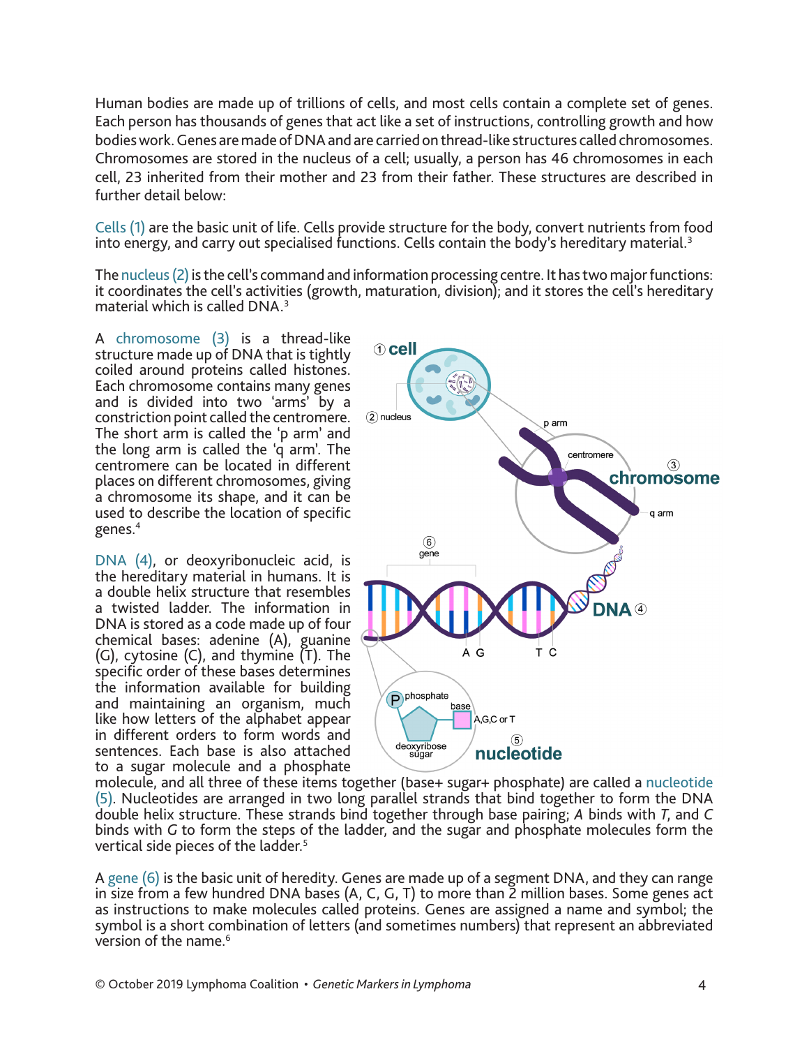Human bodies are made up of trillions of cells, and most cells contain a complete set of genes. Each person has thousands of genes that act like a set of instructions, controlling growth and how bodies work. Genes are made of DNA and are carried on thread-like structures called chromosomes. Chromosomes are stored in the nucleus of a cell; usually, a person has 46 chromosomes in each cell, 23 inherited from their mother and 23 from their father. These structures are described in further detail below:

Cells (1) are the basic unit of life. Cells provide structure for the body, convert nutrients from food into energy, and carry out specialised functions. Cells contain the body's hereditary material.[3]

The nucleus (2) is the cell's command and information processing centre. It has two major functions: it coordinates the cell's activities (growth, maturation, division); and it stores the cell's hereditary material which is called DNA.[3]

A chromosome (3) is a thread-like structure made up of DNA that is tightly coiled around proteins called histones. Each chromosome contains many genes and is divided into two 'arms' by a constriction point called the centromere. The short arm is called the 'p arm' and the long arm is called the 'q arm'. The centromere can be located in different places on different chromosomes, giving a chromosome its shape, and it can be used to describe the location of specific genes.[4]

DNA (4), or deoxyribonucleic acid, is the hereditary material in humans. It is a double helix structure that resembles a twisted ladder. The information in DNA is stored as a code made up of four chemical bases: adenine (A), guanine (G), cytosine (C), and thymine (T). The specific order of these bases determines the information available for building and maintaining an organism, much like how letters of the alphabet appear in different orders to form words and sentences. Each base is also attached to a sugar molecule and a phosphate molecule, and all three of these items together (base+ sugar+ phosphate) are called a nucleotide (5). Nucleotides are arranged in two long parallel strands that bind together to form the DNA double helix structure. These strands bind together through base pairing; *A* binds with *T*, and *C* binds with *G* to form the steps of the ladder, and the sugar and phosphate molecules form the vertical side pieces of the ladder.[5]

A gene (6) is the basic unit of heredity. Genes are made up of a segment DNA, and they can range in size from a few hundred DNA bases (A, C, G, T) to more than 2 million bases. Some genes act as instructions to make molecules called proteins. Genes are assigned a name and symbol; the symbol is a short combination of letters (and sometimes numbers) that represent an abbreviated version of the name.[6]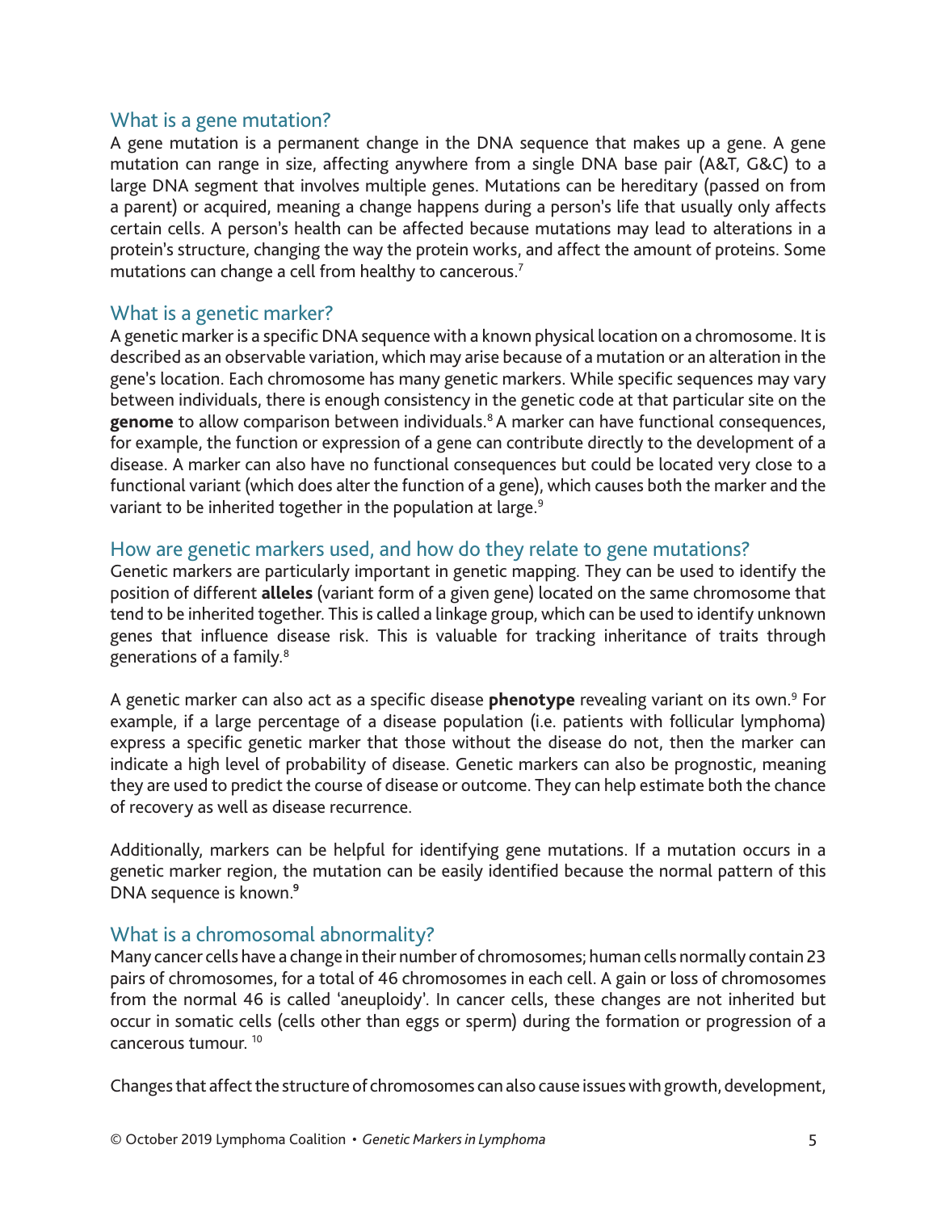## What is a gene mutation?

A gene mutation is a permanent change in the DNA sequence that makes up a gene. A gene mutation can range in size, affecting anywhere from a single DNA base pair (A&T, G&C) to a large DNA segment that involves multiple genes. Mutations can be hereditary (passed on from a parent) or acquired, meaning a change happens during a person's life that usually only affects certain cells. A person's health can be affected because mutations may lead to alterations in a protein's structure, changing the way the protein works, and affect the amount of proteins. Some mutations can change a cell from healthy to cancerous.[7]

## What is a genetic marker?

A genetic marker is a specific DNA sequence with a known physical location on a chromosome. It is described as an observable variation, which may arise because of a mutation or an alteration in the gene's location. Each chromosome has many genetic markers. While specific sequences may vary between individuals, there is enough consistency in the genetic code at that particular site on the **genome** to allow comparison between individuals.[8] A marker can have functional consequences, for example, the function or expression of a gene can contribute directly to the development of a disease. A marker can also have no functional consequences but could be located very close to a functional variant (which does alter the function of a gene), which causes both the marker and the variant to be inherited together in the population at large.[9]

## How are genetic markers used, and how do they relate to gene mutations?

Genetic markers are particularly important in genetic mapping. They can be used to identify the position of different **alleles** (variant form of a given gene) located on the same chromosome that tend to be inherited together. This is called a linkage group, which can be used to identify unknown genes that influence disease risk. This is valuable for tracking inheritance of traits through generations of a family.[8]

A genetic marker can also act as a specific disease **phenotype** revealing variant on its own.[9] For example, if a large percentage of a disease population (i.e. patients with follicular lymphoma) express a specific genetic marker that those without the disease do not, then the marker can indicate a high level of probability of disease. Genetic markers can also be prognostic, meaning they are used to predict the course of disease or outcome. They can help estimate both the chance of recovery as well as disease recurrence.

Additionally, markers can be helpful for identifying gene mutations. If a mutation occurs in a genetic marker region, the mutation can be easily identified because the normal pattern of this DNA sequence is known.[9]

## What is a chromosomal abnormality?

Many cancer cells have a change in their number of chromosomes; human cells normally contain 23 pairs of chromosomes, for a total of 46 chromosomes in each cell. A gain or loss of chromosomes from the normal 46 is called 'aneuploidy'. In cancer cells, these changes are not inherited but occur in somatic cells (cells other than eggs or sperm) during the formation or progression of a cancerous tumour.[10]

Changes that affect the structure of chromosomes can also cause issues with growth, development,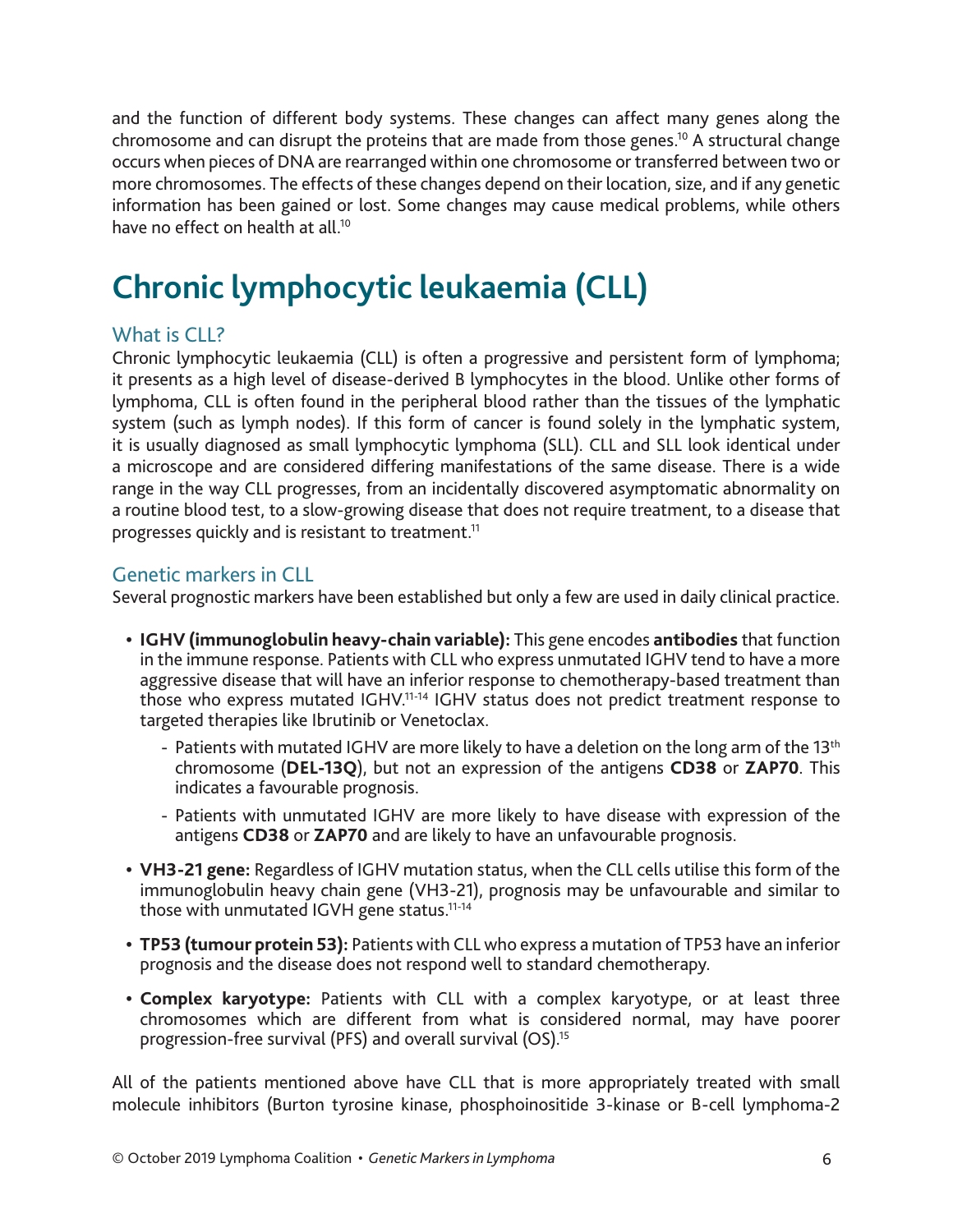and the function of different body systems. These changes can affect many genes along the chromosome and can disrupt the proteins that are made from those genes.[10] A structural change occurs when pieces of DNA are rearranged within one chromosome or transferred between two or more chromosomes. The effects of these changes depend on their location, size, and if any genetic information has been gained or lost. Some changes may cause medical problems, while others have no effect on health at all.[10]

# Chronic lymphocytic leukaemia (CLL)

## What is CLL?

Chronic lymphocytic leukaemia (CLL) is often a progressive and persistent form of lymphoma; it presents as a high level of disease-derived B lymphocytes in the blood. Unlike other forms of lymphoma, CLL is often found in the peripheral blood rather than the tissues of the lymphatic system (such as lymph nodes). If this form of cancer is found solely in the lymphatic system, it is usually diagnosed as small lymphocytic lymphoma (SLL). CLL and SLL look identical under a microscope and are considered differing manifestations of the same disease. There is a wide range in the way CLL progresses, from an incidentally discovered asymptomatic abnormality on a routine blood test, to a slow-growing disease that does not require treatment, to a disease that progresses quickly and is resistant to treatment.[11]

## Genetic markers in CLL

Several prognostic markers have been established but only a few are used in daily clinical practice.

- **IGHV (immunoglobulin heavy-chain variable):** This gene encodes **antibodies** that function in the immune response. Patients with CLL who express unmutated IGHV tend to have a more aggressive disease that will have an inferior response to chemotherapy-based treatment than those who express mutated IGHV.[11-14] IGHV status does not predict treatment response to targeted therapies like Ibrutinib or Venetoclax.
  - Patients with mutated IGHV are more likely to have a deletion on the long arm of the 13th chromosome (**DEL-13Q**), but not an expression of the antigens **CD38** or **ZAP70**. This indicates a favourable prognosis.
  - Patients with unmutated IGHV are more likely to have disease with expression of the antigens **CD38** or **ZAP70** and are likely to have an unfavourable prognosis.
- **VH3-21 gene:** Regardless of IGHV mutation status, when the CLL cells utilise this form of the immunoglobulin heavy chain gene (VH3-21), prognosis may be unfavourable and similar to those with unmutated IGVH gene status.[11-14]
- **TP53 (tumour protein 53):** Patients with CLL who express a mutation of TP53 have an inferior prognosis and the disease does not respond well to standard chemotherapy.
- **Complex karyotype:** Patients with CLL with a complex karyotype, or at least three chromosomes which are different from what is considered normal, may have poorer progression-free survival (PFS) and overall survival (OS).[15]

All of the patients mentioned above have CLL that is more appropriately treated with small molecule inhibitors (Burton tyrosine kinase, phosphoinositide 3-kinase or B-cell lymphoma-2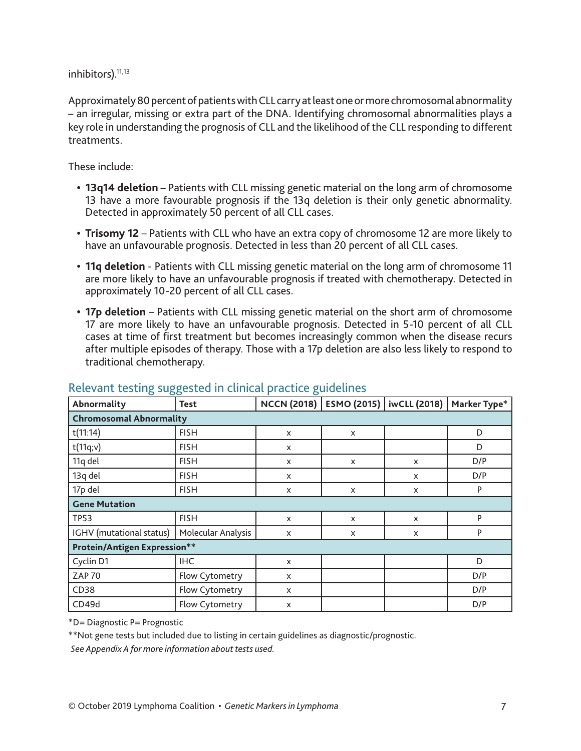inhibitors).[11,13]

Approximately 80 percent of patients with CLL carry at least one or more chromosomal abnormality – an irregular, missing or extra part of the DNA. Identifying chromosomal abnormalities plays a key role in understanding the prognosis of CLL and the likelihood of the CLL responding to different treatments.

These include:

- **13q14 deletion** – Patients with CLL missing genetic material on the long arm of chromosome 13 have a more favourable prognosis if the 13q deletion is their only genetic abnormality. Detected in approximately 50 percent of all CLL cases.
- **Trisomy 12** – Patients with CLL who have an extra copy of chromosome 12 are more likely to have an unfavourable prognosis. Detected in less than 20 percent of all CLL cases.
- **11q deletion** - Patients with CLL missing genetic material on the long arm of chromosome 11 are more likely to have an unfavourable prognosis if treated with chemotherapy. Detected in approximately 10-20 percent of all CLL cases.
- **17p deletion** – Patients with CLL missing genetic material on the short arm of chromosome 17 are more likely to have an unfavourable prognosis. Detected in 5-10 percent of all CLL cases at time of first treatment but becomes increasingly common when the disease recurs after multiple episodes of therapy. Those with a 17p deletion are also less likely to respond to traditional chemotherapy.

## Relevant testing suggested in clinical practice guidelines

| Abnormality | Test | NCCN (2018) | ESMO (2015) | iwCLL (2018) | Marker Type* |
|---|---|---|---|---|---|
| **Chromosomal Abnormality** | | | | | |
| t(11:14) | FISH | x | x | | D |
| t(11q;v) | FISH | x | | | D |
| 11q del | FISH | x | x | x | D/P |
| 13q del | FISH | x | | x | D/P |
| 17p del | FISH | x | x | x | P |
| **Gene Mutation** | | | | | |
| TP53 | FISH | x | x | x | P |
| IGHV (mutational status) | Molecular Analysis | x | x | x | P |
| **Protein/Antigen Expression**** | | | | | |
| Cyclin D1 | IHC | x | | | D |
| ZAP 70 | Flow Cytometry | x | | | D/P |
| CD38 | Flow Cytometry | x | | | D/P |
| CD49d | Flow Cytometry | x | | | D/P |

*D= Diagnostic P= Prognostic

**Not gene tests but included due to listing in certain guidelines as diagnostic/prognostic.

*See Appendix A for more information about tests used.*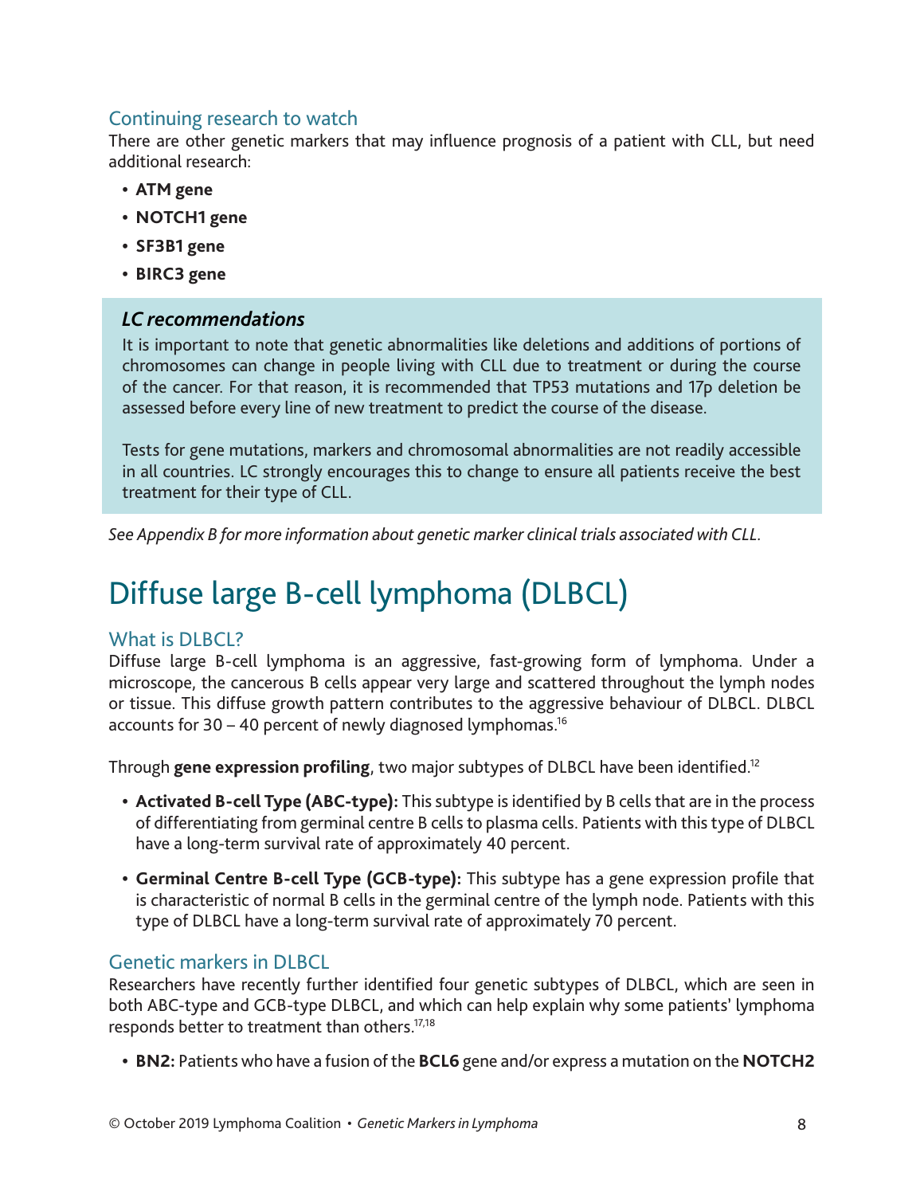### Continuing research to watch

There are other genetic markers that may influence prognosis of a patient with CLL, but need additional research:

- **ATM gene**
- **NOTCH1 gene**
- **SF3B1 gene**
- **BIRC3 gene**

> ***LC recommendations***
>
> It is important to note that genetic abnormalities like deletions and additions of portions of chromosomes can change in people living with CLL due to treatment or during the course of the cancer. For that reason, it is recommended that TP53 mutations and 17p deletion be assessed before every line of new treatment to predict the course of the disease.
>
> Tests for gene mutations, markers and chromosomal abnormalities are not readily accessible in all countries. LC strongly encourages this to change to ensure all patients receive the best treatment for their type of CLL.

*See Appendix B for more information about genetic marker clinical trials associated with CLL.*

# Diffuse large B-cell lymphoma (DLBCL)

### What is DLBCL?

Diffuse large B-cell lymphoma is an aggressive, fast-growing form of lymphoma. Under a microscope, the cancerous B cells appear very large and scattered throughout the lymph nodes or tissue. This diffuse growth pattern contributes to the aggressive behaviour of DLBCL. DLBCL accounts for 30 – 40 percent of newly diagnosed lymphomas.[16]

Through **gene expression profiling**, two major subtypes of DLBCL have been identified.[12]

- **Activated B-cell Type (ABC-type):** This subtype is identified by B cells that are in the process of differentiating from germinal centre B cells to plasma cells. Patients with this type of DLBCL have a long-term survival rate of approximately 40 percent.
- **Germinal Centre B-cell Type (GCB-type):** This subtype has a gene expression profile that is characteristic of normal B cells in the germinal centre of the lymph node. Patients with this type of DLBCL have a long-term survival rate of approximately 70 percent.

### Genetic markers in DLBCL

Researchers have recently further identified four genetic subtypes of DLBCL, which are seen in both ABC-type and GCB-type DLBCL, and which can help explain why some patients' lymphoma responds better to treatment than others.[17,18]

- **BN2:** Patients who have a fusion of the **BCL6** gene and/or express a mutation on the **NOTCH2**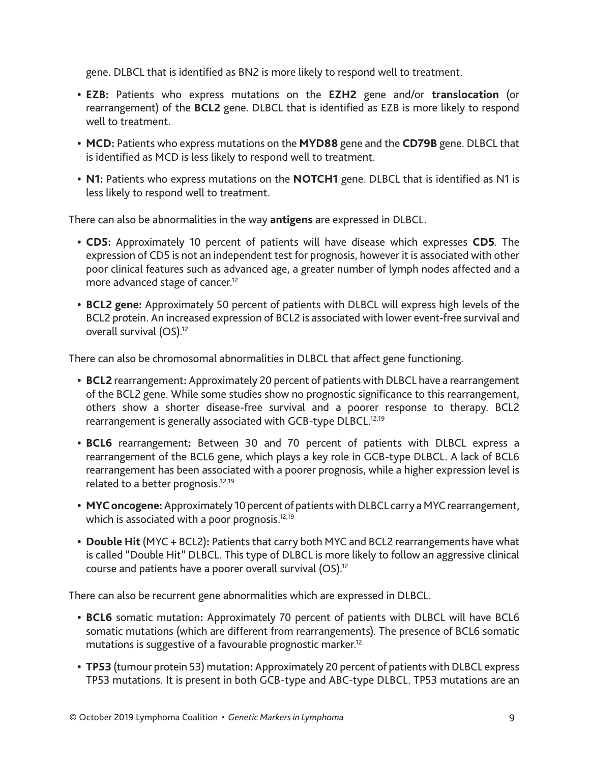gene. DLBCL that is identified as BN2 is more likely to respond well to treatment.

- **EZB:** Patients who express mutations on the **EZH2** gene and/or **translocation** (or rearrangement) of the **BCL2** gene. DLBCL that is identified as EZB is more likely to respond well to treatment.
- **MCD:** Patients who express mutations on the **MYD88** gene and the **CD79B** gene. DLBCL that is identified as MCD is less likely to respond well to treatment.
- **N1:** Patients who express mutations on the **NOTCH1** gene. DLBCL that is identified as N1 is less likely to respond well to treatment.

There can also be abnormalities in the way **antigens** are expressed in DLBCL.

- **CD5:** Approximately 10 percent of patients will have disease which expresses **CD5**. The expression of CD5 is not an independent test for prognosis, however it is associated with other poor clinical features such as advanced age, a greater number of lymph nodes affected and a more advanced stage of cancer.[12]
- **BCL2 gene:** Approximately 50 percent of patients with DLBCL will express high levels of the BCL2 protein. An increased expression of BCL2 is associated with lower event-free survival and overall survival (OS).[12]

There can also be chromosomal abnormalities in DLBCL that affect gene functioning.

- **BCL2** rearrangement**:** Approximately 20 percent of patients with DLBCL have a rearrangement of the BCL2 gene. While some studies show no prognostic significance to this rearrangement, others show a shorter disease-free survival and a poorer response to therapy. BCL2 rearrangement is generally associated with GCB-type DLBCL.[12,19]
- **BCL6** rearrangement**:** Between 30 and 70 percent of patients with DLBCL express a rearrangement of the BCL6 gene, which plays a key role in GCB-type DLBCL. A lack of BCL6 rearrangement has been associated with a poorer prognosis, while a higher expression level is related to a better prognosis.[12,19]
- **MYC oncogene:** Approximately 10 percent of patients with DLBCL carry a MYC rearrangement, which is associated with a poor prognosis.[12,19]
- **Double Hit** (MYC + BCL2)**:** Patients that carry both MYC and BCL2 rearrangements have what is called "Double Hit" DLBCL. This type of DLBCL is more likely to follow an aggressive clinical course and patients have a poorer overall survival (OS).[12]

There can also be recurrent gene abnormalities which are expressed in DLBCL.

- **BCL6** somatic mutation**:** Approximately 70 percent of patients with DLBCL will have BCL6 somatic mutations (which are different from rearrangements). The presence of BCL6 somatic mutations is suggestive of a favourable prognostic marker.[12]
- **TP53** (tumour protein 53) mutation**:** Approximately 20 percent of patients with DLBCL express TP53 mutations. It is present in both GCB-type and ABC-type DLBCL. TP53 mutations are an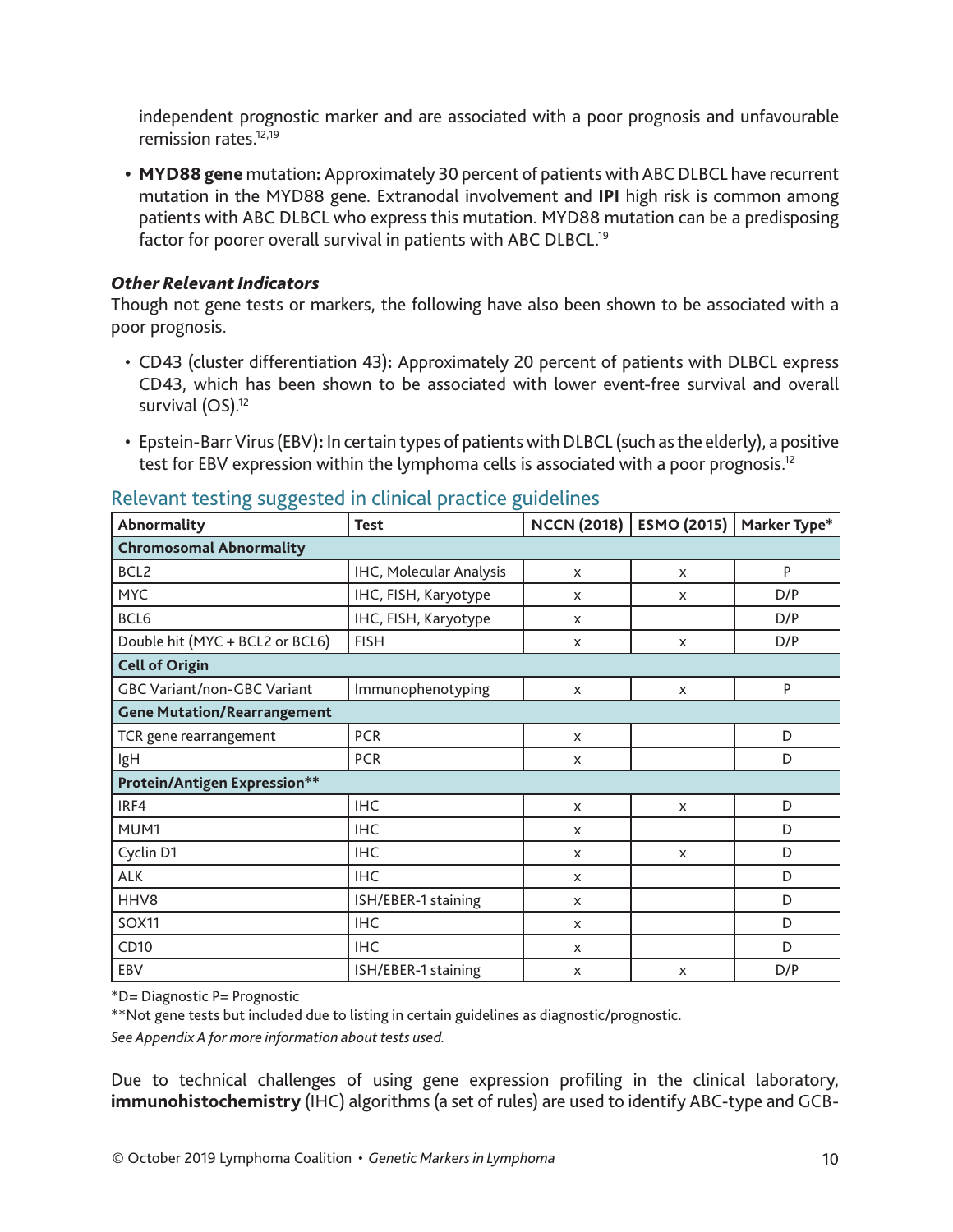independent prognostic marker and are associated with a poor prognosis and unfavourable remission rates.[12,19]

- **MYD88 gene** mutation**:** Approximately 30 percent of patients with ABC DLBCL have recurrent mutation in the MYD88 gene. Extranodal involvement and **IPI** high risk is common among patients with ABC DLBCL who express this mutation. MYD88 mutation can be a predisposing factor for poorer overall survival in patients with ABC DLBCL.[19]

***Other Relevant Indicators***

Though not gene tests or markers, the following have also been shown to be associated with a poor prognosis.

- CD43 (cluster differentiation 43)**:** Approximately 20 percent of patients with DLBCL express CD43, which has been shown to be associated with lower event-free survival and overall survival (OS).[12]

- Epstein-Barr Virus (EBV)**:** In certain types of patients with DLBCL (such as the elderly), a positive test for EBV expression within the lymphoma cells is associated with a poor prognosis.[12]

## Relevant testing suggested in clinical practice guidelines

| Abnormality | Test | NCCN (2018) | ESMO (2015) | Marker Type* |
|---|---|---|---|---|
| **Chromosomal Abnormality** | | | | |
| BCL2 | IHC, Molecular Analysis | x | x | P |
| MYC | IHC, FISH, Karyotype | x | x | D/P |
| BCL6 | IHC, FISH, Karyotype | x | | D/P |
| Double hit (MYC + BCL2 or BCL6) | FISH | x | x | D/P |
| **Cell of Origin** | | | | |
| GBC Variant/non-GBC Variant | Immunophenotyping | x | x | P |
| **Gene Mutation/Rearrangement** | | | | |
| TCR gene rearrangement | PCR | x | | D |
| IgH | PCR | x | | D |
| **Protein/Antigen Expression**** | | | | |
| IRF4 | IHC | x | x | D |
| MUM1 | IHC | x | | D |
| Cyclin D1 | IHC | x | x | D |
| ALK | IHC | x | | D |
| HHV8 | ISH/EBER-1 staining | x | | D |
| SOX11 | IHC | x | | D |
| CD10 | IHC | x | | D |
| EBV | ISH/EBER-1 staining | x | x | D/P |

*D= Diagnostic P= Prognostic

**Not gene tests but included due to listing in certain guidelines as diagnostic/prognostic.

*See Appendix A for more information about tests used.*

Due to technical challenges of using gene expression profiling in the clinical laboratory, **immunohistochemistry** (IHC) algorithms (a set of rules) are used to identify ABC-type and GCB-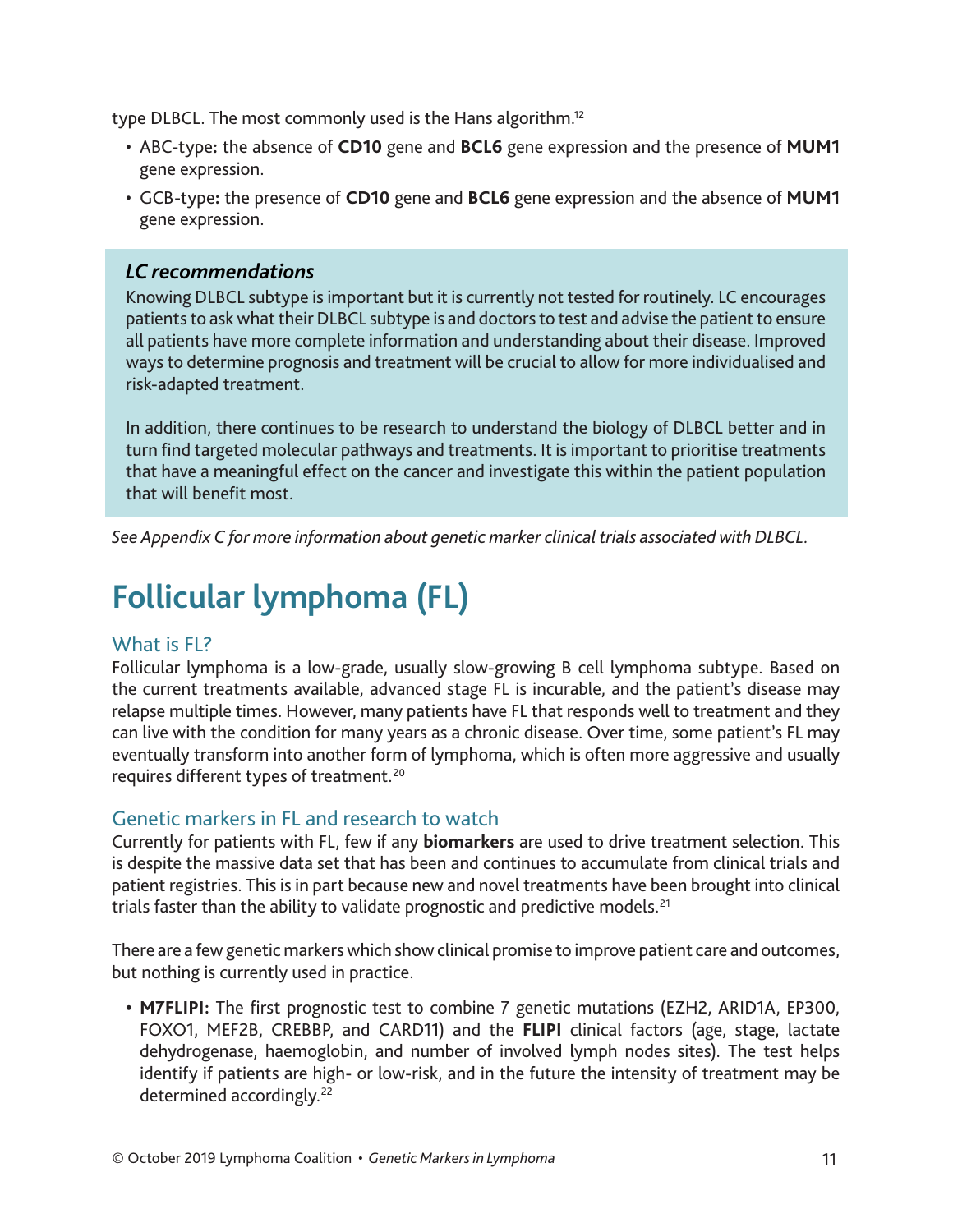type DLBCL. The most commonly used is the Hans algorithm.[12]

- ABC-type**:** the absence of **CD10** gene and **BCL6** gene expression and the presence of **MUM1** gene expression.
- GCB-type**:** the presence of **CD10** gene and **BCL6** gene expression and the absence of **MUM1** gene expression.

> ***LC recommendations***
>
> Knowing DLBCL subtype is important but it is currently not tested for routinely. LC encourages patients to ask what their DLBCL subtype is and doctors to test and advise the patient to ensure all patients have more complete information and understanding about their disease. Improved ways to determine prognosis and treatment will be crucial to allow for more individualised and risk-adapted treatment.
>
> In addition, there continues to be research to understand the biology of DLBCL better and in turn find targeted molecular pathways and treatments. It is important to prioritise treatments that have a meaningful effect on the cancer and investigate this within the patient population that will benefit most.

*See Appendix C for more information about genetic marker clinical trials associated with DLBCL.*

# Follicular lymphoma (FL)

## What is FL?

Follicular lymphoma is a low-grade, usually slow-growing B cell lymphoma subtype. Based on the current treatments available, advanced stage FL is incurable, and the patient's disease may relapse multiple times. However, many patients have FL that responds well to treatment and they can live with the condition for many years as a chronic disease. Over time, some patient's FL may eventually transform into another form of lymphoma, which is often more aggressive and usually requires different types of treatment.[20]

## Genetic markers in FL and research to watch

Currently for patients with FL, few if any **biomarkers** are used to drive treatment selection. This is despite the massive data set that has been and continues to accumulate from clinical trials and patient registries. This is in part because new and novel treatments have been brought into clinical trials faster than the ability to validate prognostic and predictive models.[21]

There are a few genetic markers which show clinical promise to improve patient care and outcomes, but nothing is currently used in practice.

- **M7FLIPI:** The first prognostic test to combine 7 genetic mutations (EZH2, ARID1A, EP300, FOXO1, MEF2B, CREBBP, and CARD11) and the **FLIPI** clinical factors (age, stage, lactate dehydrogenase, haemoglobin, and number of involved lymph nodes sites). The test helps identify if patients are high- or low-risk, and in the future the intensity of treatment may be determined accordingly.[22]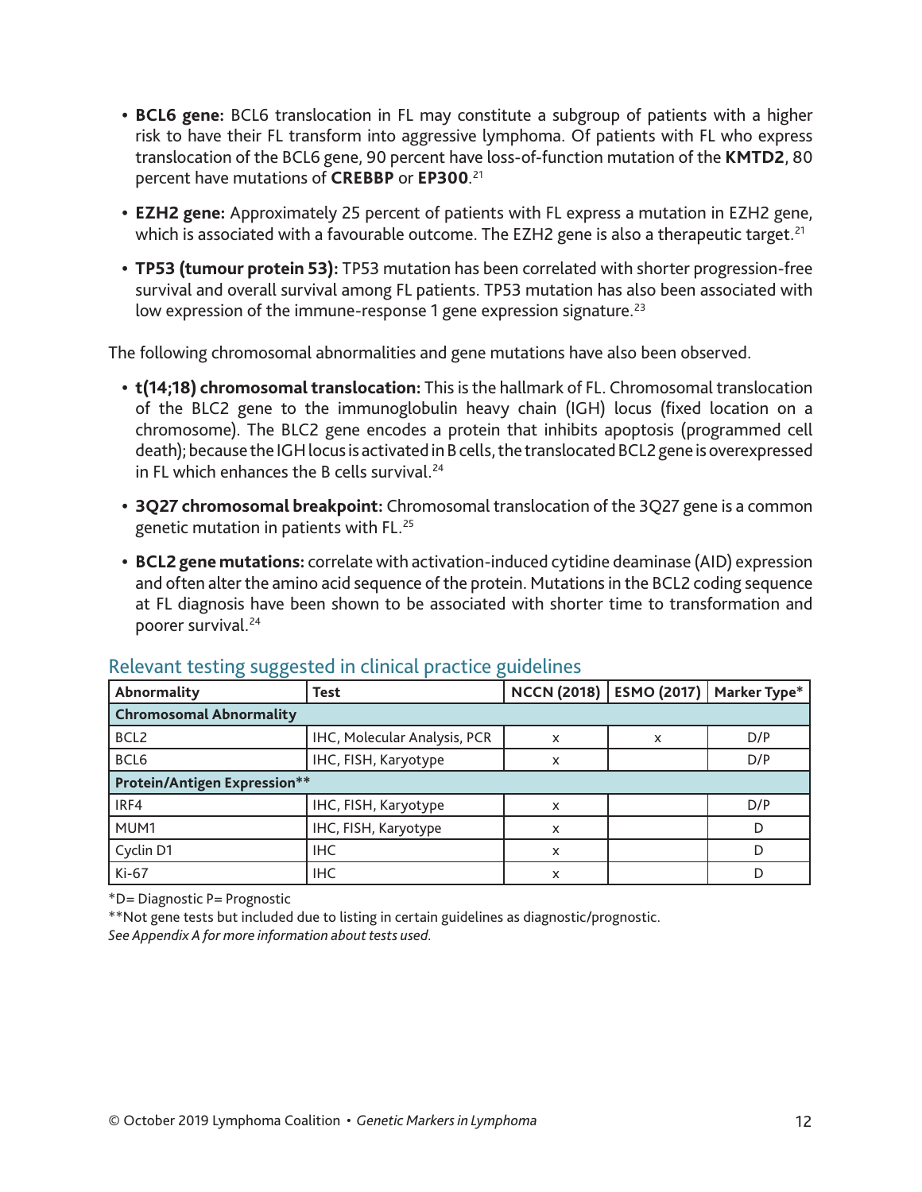- **BCL6 gene:** BCL6 translocation in FL may constitute a subgroup of patients with a higher risk to have their FL transform into aggressive lymphoma. Of patients with FL who express translocation of the BCL6 gene, 90 percent have loss-of-function mutation of the **KMTD2**, 80 percent have mutations of **CREBBP** or **EP300**.[21]
- **EZH2 gene:** Approximately 25 percent of patients with FL express a mutation in EZH2 gene, which is associated with a favourable outcome. The EZH2 gene is also a therapeutic target.[21]
- **TP53 (tumour protein 53):** TP53 mutation has been correlated with shorter progression-free survival and overall survival among FL patients. TP53 mutation has also been associated with low expression of the immune-response 1 gene expression signature.[23]

The following chromosomal abnormalities and gene mutations have also been observed.

- **t(14;18) chromosomal translocation:** This is the hallmark of FL. Chromosomal translocation of the BLC2 gene to the immunoglobulin heavy chain (IGH) locus (fixed location on a chromosome). The BLC2 gene encodes a protein that inhibits apoptosis (programmed cell death); because the IGH locus is activated in B cells, the translocated BCL2 gene is overexpressed in FL which enhances the B cells survival.[24]
- **3Q27 chromosomal breakpoint:** Chromosomal translocation of the 3Q27 gene is a common genetic mutation in patients with FL.[25]
- **BCL2 gene mutations:** correlate with activation-induced cytidine deaminase (AID) expression and often alter the amino acid sequence of the protein. Mutations in the BCL2 coding sequence at FL diagnosis have been shown to be associated with shorter time to transformation and poorer survival.[24]

## Relevant testing suggested in clinical practice guidelines

| Abnormality | Test | NCCN (2018) | ESMO (2017) | Marker Type* |
|---|---|---|---|---|
| **Chromosomal Abnormality** | | | | |
| BCL2 | IHC, Molecular Analysis, PCR | x | x | D/P |
| BCL6 | IHC, FISH, Karyotype | x | | D/P |
| **Protein/Antigen Expression**** | | | | |
| IRF4 | IHC, FISH, Karyotype | x | | D/P |
| MUM1 | IHC, FISH, Karyotype | x | | D |
| Cyclin D1 | IHC | x | | D |
| Ki-67 | IHC | x | | D |

*D= Diagnostic P= Prognostic

**Not gene tests but included due to listing in certain guidelines as diagnostic/prognostic.

*See Appendix A for more information about tests used.*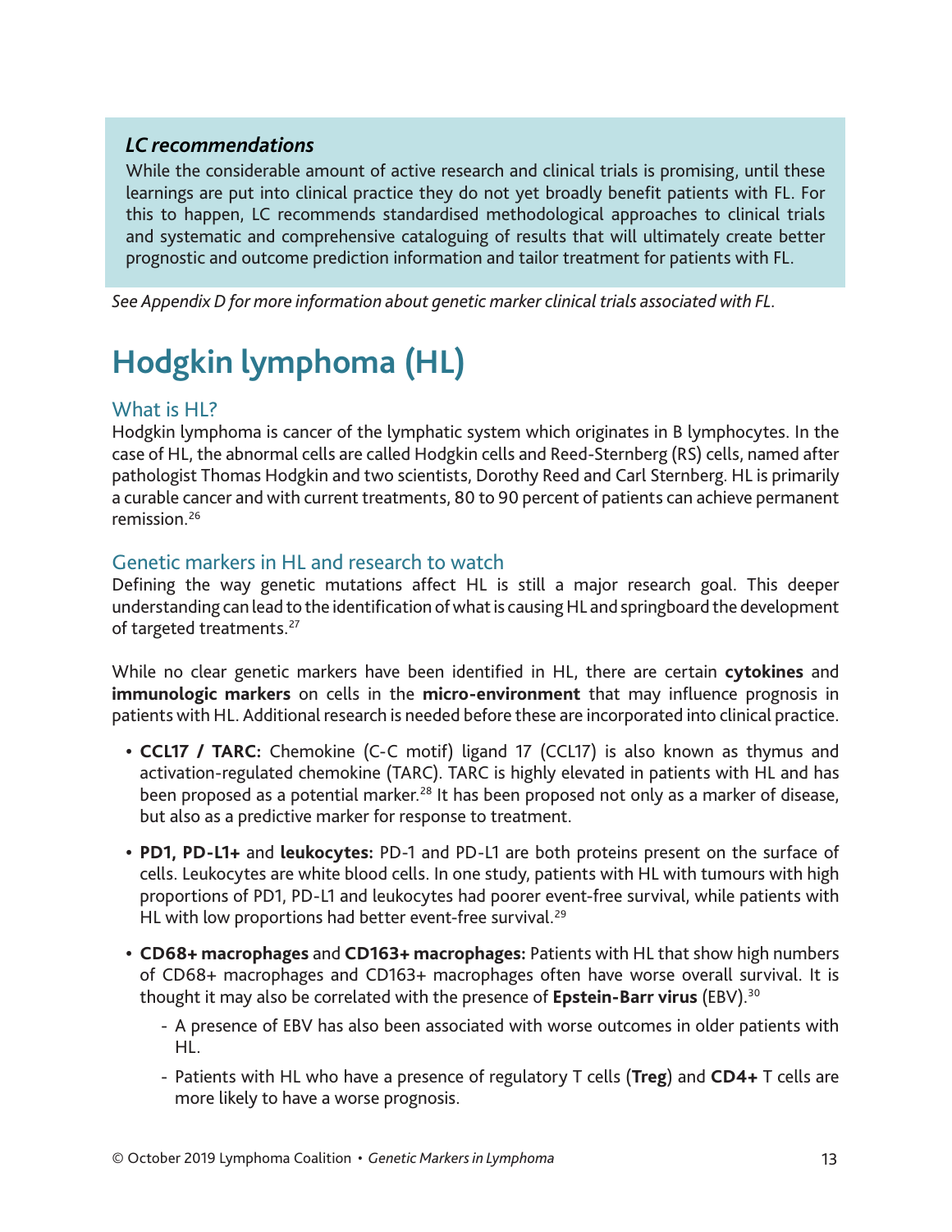### *LC recommendations*

While the considerable amount of active research and clinical trials is promising, until these learnings are put into clinical practice they do not yet broadly benefit patients with FL. For this to happen, LC recommends standardised methodological approaches to clinical trials and systematic and comprehensive cataloguing of results that will ultimately create better prognostic and outcome prediction information and tailor treatment for patients with FL.

*See Appendix D for more information about genetic marker clinical trials associated with FL.*

# Hodgkin lymphoma (HL)

## What is HL?

Hodgkin lymphoma is cancer of the lymphatic system which originates in B lymphocytes. In the case of HL, the abnormal cells are called Hodgkin cells and Reed-Sternberg (RS) cells, named after pathologist Thomas Hodgkin and two scientists, Dorothy Reed and Carl Sternberg. HL is primarily a curable cancer and with current treatments, 80 to 90 percent of patients can achieve permanent remission.[26]

## Genetic markers in HL and research to watch

Defining the way genetic mutations affect HL is still a major research goal. This deeper understanding can lead to the identification of what is causing HL and springboard the development of targeted treatments.[27]

While no clear genetic markers have been identified in HL, there are certain **cytokines** and **immunologic markers** on cells in the **micro-environment** that may influence prognosis in patients with HL. Additional research is needed before these are incorporated into clinical practice.

- **CCL17 / TARC:** Chemokine (C-C motif) ligand 17 (CCL17) is also known as thymus and activation-regulated chemokine (TARC). TARC is highly elevated in patients with HL and has been proposed as a potential marker.[28] It has been proposed not only as a marker of disease, but also as a predictive marker for response to treatment.
- **PD1, PD-L1+** and **leukocytes:** PD-1 and PD-L1 are both proteins present on the surface of cells. Leukocytes are white blood cells. In one study, patients with HL with tumours with high proportions of PD1, PD-L1 and leukocytes had poorer event-free survival, while patients with HL with low proportions had better event-free survival.[29]
- **CD68+ macrophages** and **CD163+ macrophages:** Patients with HL that show high numbers of CD68+ macrophages and CD163+ macrophages often have worse overall survival. It is thought it may also be correlated with the presence of **Epstein-Barr virus** (EBV).[30]
    - A presence of EBV has also been associated with worse outcomes in older patients with HL.
    - Patients with HL who have a presence of regulatory T cells (**Treg**) and **CD4+** T cells are more likely to have a worse prognosis.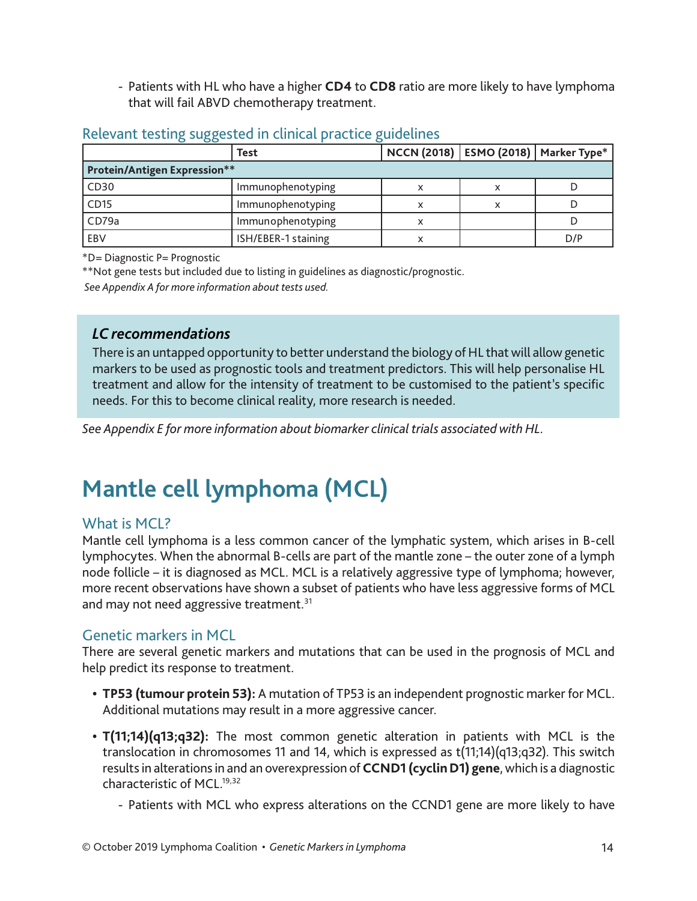- Patients with HL who have a higher **CD4** to **CD8** ratio are more likely to have lymphoma that will fail ABVD chemotherapy treatment.

### Relevant testing suggested in clinical practice guidelines

| | Test | NCCN (2018) | ESMO (2018) | Marker Type* |
|---|---|---|---|---|
| **Protein/Antigen Expression**** | | | | |
| CD30 | Immunophenotyping | x | x | D |
| CD15 | Immunophenotyping | x | x | D |
| CD79a | Immunophenotyping | x | | D |
| EBV | ISH/EBER-1 staining | x | | D/P |

*D= Diagnostic P= Prognostic

**Not gene tests but included due to listing in guidelines as diagnostic/prognostic.

*See Appendix A for more information about tests used.*

### *LC recommendations*

There is an untapped opportunity to better understand the biology of HL that will allow genetic markers to be used as prognostic tools and treatment predictors. This will help personalise HL treatment and allow for the intensity of treatment to be customised to the patient's specific needs. For this to become clinical reality, more research is needed.

*See Appendix E for more information about biomarker clinical trials associated with HL.*

# Mantle cell lymphoma (MCL)

## What is MCL?

Mantle cell lymphoma is a less common cancer of the lymphatic system, which arises in B-cell lymphocytes. When the abnormal B-cells are part of the mantle zone – the outer zone of a lymph node follicle – it is diagnosed as MCL. MCL is a relatively aggressive type of lymphoma; however, more recent observations have shown a subset of patients who have less aggressive forms of MCL and may not need aggressive treatment.[31]

## Genetic markers in MCL

There are several genetic markers and mutations that can be used in the prognosis of MCL and help predict its response to treatment.

- **TP53 (tumour protein 53):** A mutation of TP53 is an independent prognostic marker for MCL. Additional mutations may result in a more aggressive cancer.
- **T(11;14)(q13;q32):** The most common genetic alteration in patients with MCL is the translocation in chromosomes 11 and 14, which is expressed as t(11;14)(q13;q32). This switch results in alterations in and an overexpression of **CCND1 (cyclin D1) gene**, which is a diagnostic characteristic of MCL.[19,32]
    - Patients with MCL who express alterations on the CCND1 gene are more likely to have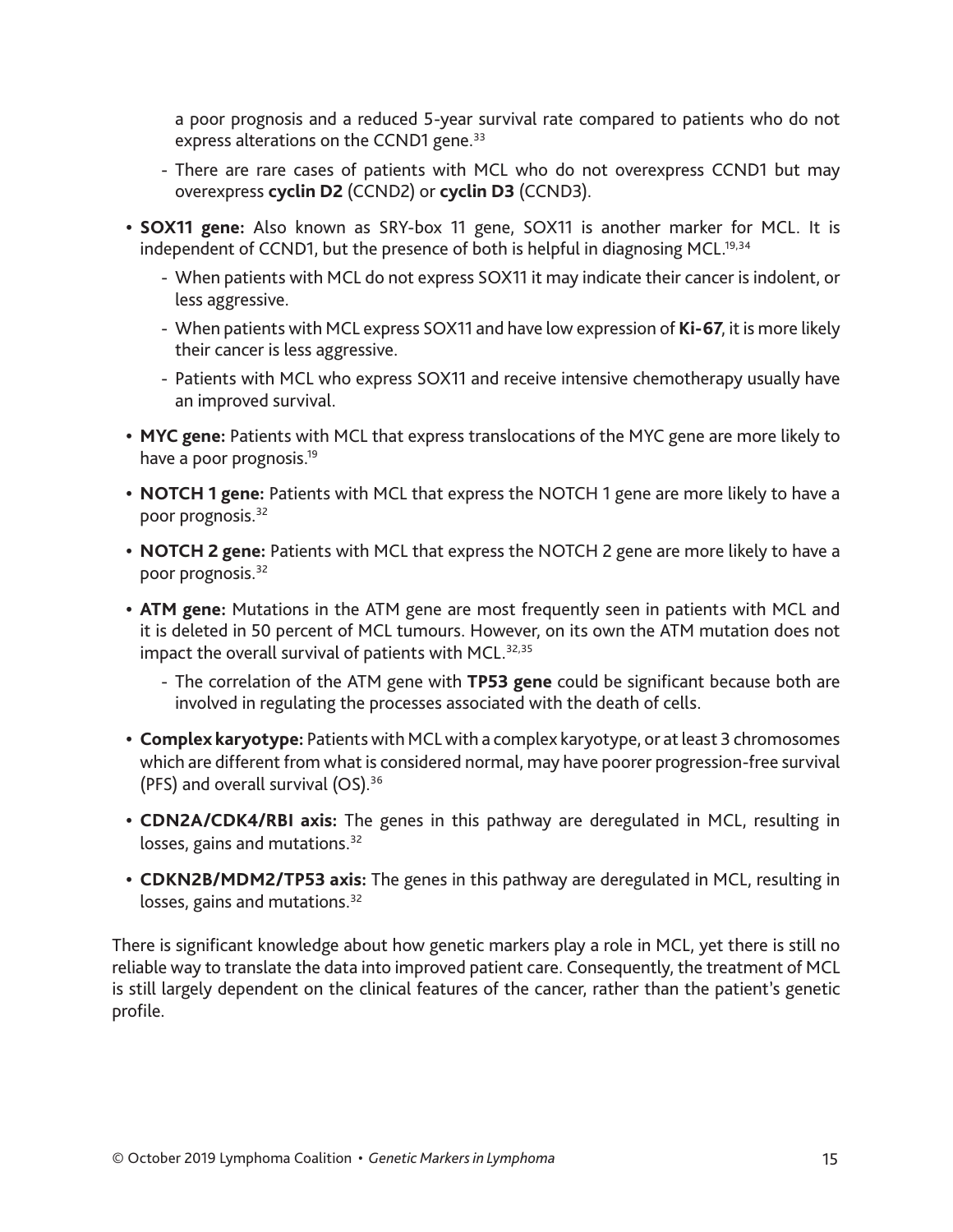a poor prognosis and a reduced 5-year survival rate compared to patients who do not express alterations on the CCND1 gene.[33]

- There are rare cases of patients with MCL who do not overexpress CCND1 but may overexpress **cyclin D2** (CCND2) or **cyclin D3** (CCND3).

- **SOX11 gene:** Also known as SRY-box 11 gene, SOX11 is another marker for MCL. It is independent of CCND1, but the presence of both is helpful in diagnosing MCL.[19,34]
  - When patients with MCL do not express SOX11 it may indicate their cancer is indolent, or less aggressive.
  - When patients with MCL express SOX11 and have low expression of **Ki-67**, it is more likely their cancer is less aggressive.
  - Patients with MCL who express SOX11 and receive intensive chemotherapy usually have an improved survival.
- **MYC gene:** Patients with MCL that express translocations of the MYC gene are more likely to have a poor prognosis.[19]
- **NOTCH 1 gene:** Patients with MCL that express the NOTCH 1 gene are more likely to have a poor prognosis.[32]
- **NOTCH 2 gene:** Patients with MCL that express the NOTCH 2 gene are more likely to have a poor prognosis.[32]
- **ATM gene:** Mutations in the ATM gene are most frequently seen in patients with MCL and it is deleted in 50 percent of MCL tumours. However, on its own the ATM mutation does not impact the overall survival of patients with MCL.[32,35]
  - The correlation of the ATM gene with **TP53 gene** could be significant because both are involved in regulating the processes associated with the death of cells.
- **Complex karyotype:** Patients with MCL with a complex karyotype, or at least 3 chromosomes which are different from what is considered normal, may have poorer progression-free survival (PFS) and overall survival (OS).[36]
- **CDN2A/CDK4/RBI axis:** The genes in this pathway are deregulated in MCL, resulting in losses, gains and mutations.[32]
- **CDKN2B/MDM2/TP53 axis:** The genes in this pathway are deregulated in MCL, resulting in losses, gains and mutations.[32]

There is significant knowledge about how genetic markers play a role in MCL, yet there is still no reliable way to translate the data into improved patient care. Consequently, the treatment of MCL is still largely dependent on the clinical features of the cancer, rather than the patient's genetic profile.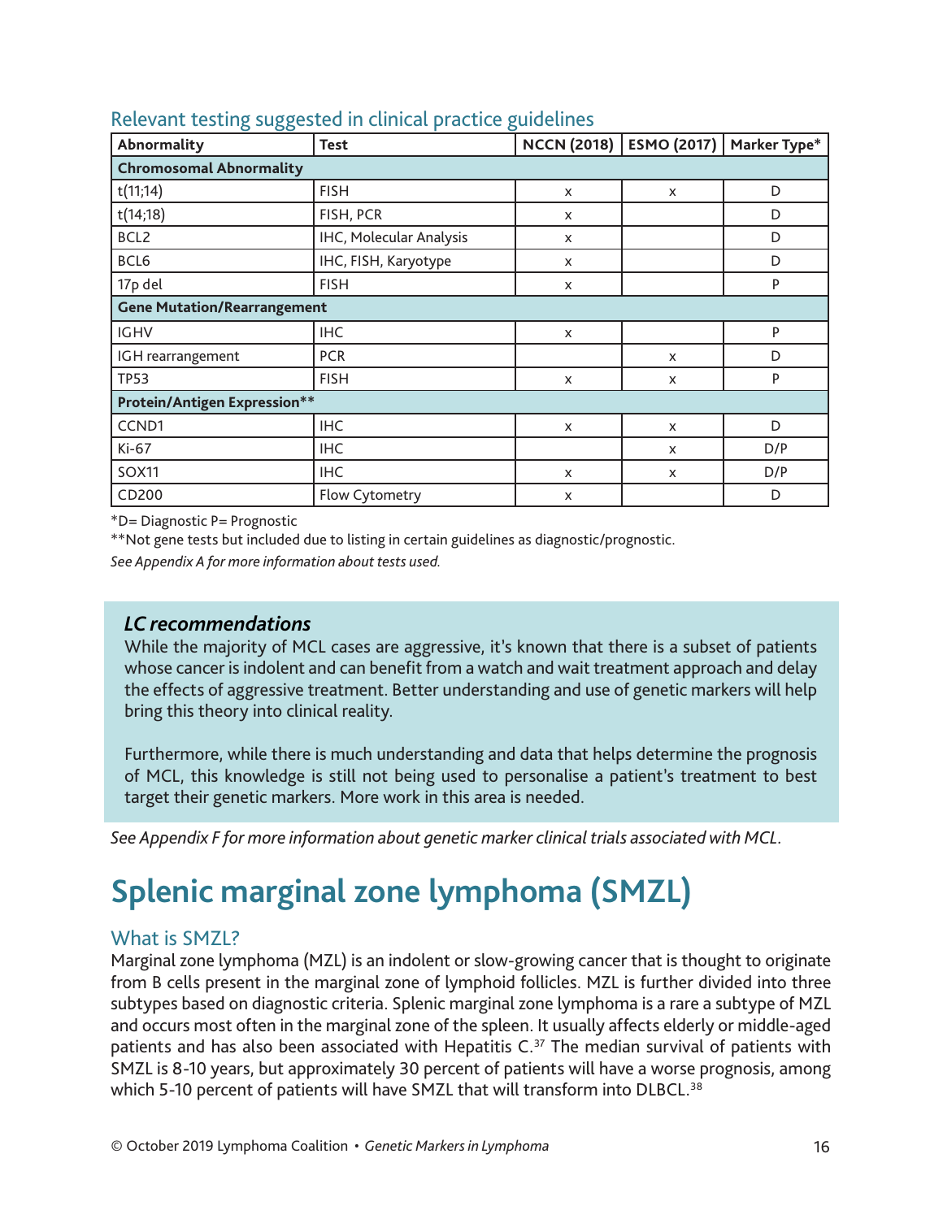### Relevant testing suggested in clinical practice guidelines

| Abnormality | Test | NCCN (2018) | ESMO (2017) | Marker Type* |
|---|---|---|---|---|
| **Chromosomal Abnormality** | | | | |
| t(11;14) | FISH | x | x | D |
| t(14;18) | FISH, PCR | x | | D |
| BCL2 | IHC, Molecular Analysis | x | | D |
| BCL6 | IHC, FISH, Karyotype | x | | D |
| 17p del | FISH | x | | P |
| **Gene Mutation/Rearrangement** | | | | |
| IGHV | IHC | x | | P |
| IGH rearrangement | PCR | | x | D |
| TP53 | FISH | x | x | P |
| **Protein/Antigen Expression**** | | | | |
| CCND1 | IHC | x | x | D |
| Ki-67 | IHC | | x | D/P |
| SOX11 | IHC | x | x | D/P |
| CD200 | Flow Cytometry | x | | D |

*D= Diagnostic P= Prognostic

**Not gene tests but included due to listing in certain guidelines as diagnostic/prognostic.

*See Appendix A for more information about tests used.*

> ***LC recommendations***
>
> While the majority of MCL cases are aggressive, it's known that there is a subset of patients whose cancer is indolent and can benefit from a watch and wait treatment approach and delay the effects of aggressive treatment. Better understanding and use of genetic markers will help bring this theory into clinical reality.
>
> Furthermore, while there is much understanding and data that helps determine the prognosis of MCL, this knowledge is still not being used to personalise a patient's treatment to best target their genetic markers. More work in this area is needed.

*See Appendix F for more information about genetic marker clinical trials associated with MCL.*

# Splenic marginal zone lymphoma (SMZL)

### What is SMZL?

Marginal zone lymphoma (MZL) is an indolent or slow-growing cancer that is thought to originate from B cells present in the marginal zone of lymphoid follicles. MZL is further divided into three subtypes based on diagnostic criteria. Splenic marginal zone lymphoma is a rare a subtype of MZL and occurs most often in the marginal zone of the spleen. It usually affects elderly or middle-aged patients and has also been associated with Hepatitis C.[37] The median survival of patients with SMZL is 8-10 years, but approximately 30 percent of patients will have a worse prognosis, among which 5-10 percent of patients will have SMZL that will transform into DLBCL.[38]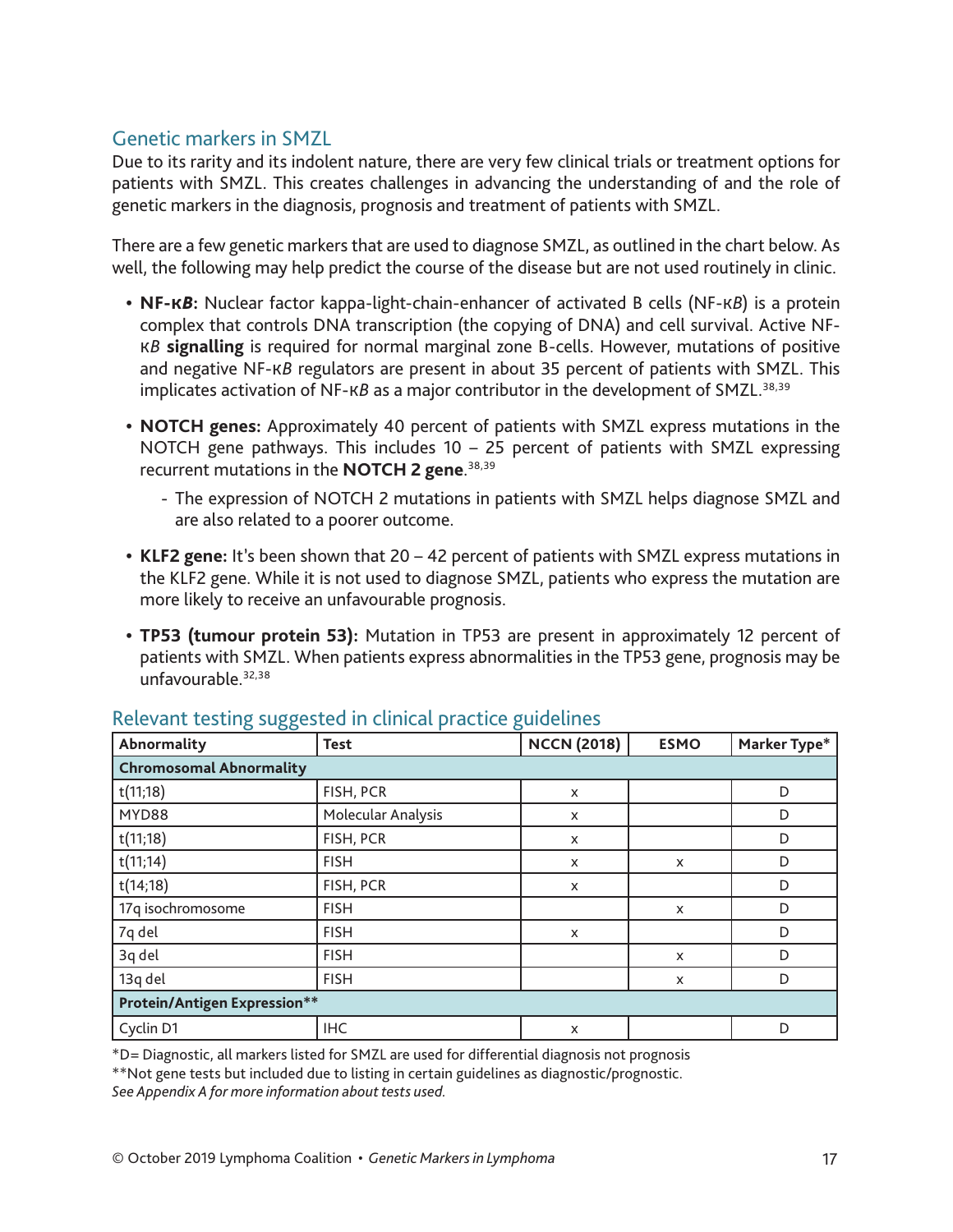## Genetic markers in SMZL

Due to its rarity and its indolent nature, there are very few clinical trials or treatment options for patients with SMZL. This creates challenges in advancing the understanding of and the role of genetic markers in the diagnosis, prognosis and treatment of patients with SMZL.

There are a few genetic markers that are used to diagnose SMZL, as outlined in the chart below. As well, the following may help predict the course of the disease but are not used routinely in clinic.

- **NF-κ*B*:** Nuclear factor kappa-light-chain-enhancer of activated B cells (NF-κ*B*) is a protein complex that controls DNA transcription (the copying of DNA) and cell survival. Active NF-κ*B* **signalling** is required for normal marginal zone B-cells. However, mutations of positive and negative NF-κ*B* regulators are present in about 35 percent of patients with SMZL. This implicates activation of NF-κ*B* as a major contributor in the development of SMZL.[38,39]
- **NOTCH genes:** Approximately 40 percent of patients with SMZL express mutations in the NOTCH gene pathways. This includes 10 – 25 percent of patients with SMZL expressing recurrent mutations in the **NOTCH 2 gene**.[38,39]
  - The expression of NOTCH 2 mutations in patients with SMZL helps diagnose SMZL and are also related to a poorer outcome.
- **KLF2 gene:** It's been shown that 20 – 42 percent of patients with SMZL express mutations in the KLF2 gene. While it is not used to diagnose SMZL, patients who express the mutation are more likely to receive an unfavourable prognosis.
- **TP53 (tumour protein 53):** Mutation in TP53 are present in approximately 12 percent of patients with SMZL. When patients express abnormalities in the TP53 gene, prognosis may be unfavourable.[32,38]

## Relevant testing suggested in clinical practice guidelines

| Abnormality | Test | NCCN (2018) | ESMO | Marker Type* |
|---|---|---|---|---|
| **Chromosomal Abnormality** | | | | |
| t(11;18) | FISH, PCR | x | | D |
| MYD88 | Molecular Analysis | x | | D |
| t(11;18) | FISH, PCR | x | | D |
| t(11;14) | FISH | x | x | D |
| t(14;18) | FISH, PCR | x | | D |
| 17q isochromosome | FISH | | x | D |
| 7q del | FISH | x | | D |
| 3q del | FISH | | x | D |
| 13q del | FISH | | x | D |
| **Protein/Antigen Expression**** | | | | |
| Cyclin D1 | IHC | x | | D |

*D= Diagnostic, all markers listed for SMZL are used for differential diagnosis not prognosis

**Not gene tests but included due to listing in certain guidelines as diagnostic/prognostic.

*See Appendix A for more information about tests used.*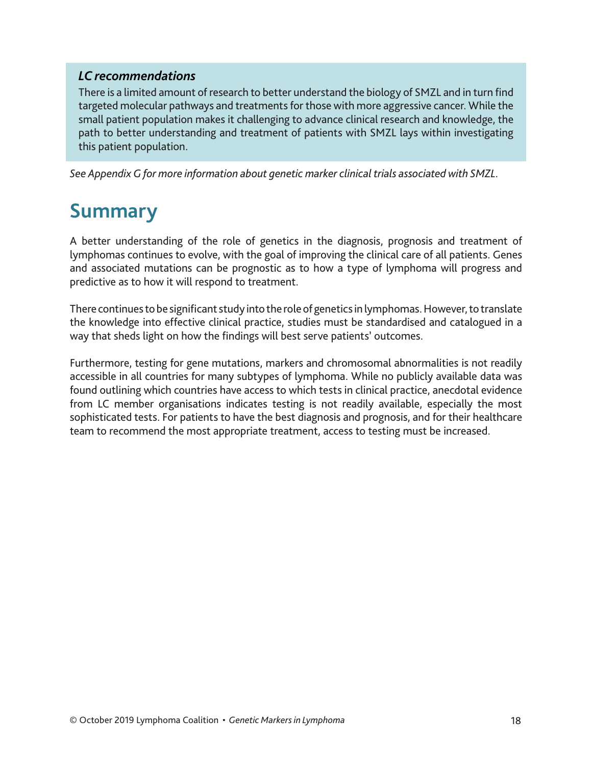### *LC recommendations*

There is a limited amount of research to better understand the biology of SMZL and in turn find targeted molecular pathways and treatments for those with more aggressive cancer. While the small patient population makes it challenging to advance clinical research and knowledge, the path to better understanding and treatment of patients with SMZL lays within investigating this patient population.

*See Appendix G for more information about genetic marker clinical trials associated with SMZL.*

## Summary

A better understanding of the role of genetics in the diagnosis, prognosis and treatment of lymphomas continues to evolve, with the goal of improving the clinical care of all patients. Genes and associated mutations can be prognostic as to how a type of lymphoma will progress and predictive as to how it will respond to treatment.

There continues to be significant study into the role of genetics in lymphomas. However, to translate the knowledge into effective clinical practice, studies must be standardised and catalogued in a way that sheds light on how the findings will best serve patients' outcomes.

Furthermore, testing for gene mutations, markers and chromosomal abnormalities is not readily accessible in all countries for many subtypes of lymphoma. While no publicly available data was found outlining which countries have access to which tests in clinical practice, anecdotal evidence from LC member organisations indicates testing is not readily available, especially the most sophisticated tests. For patients to have the best diagnosis and prognosis, and for their healthcare team to recommend the most appropriate treatment, access to testing must be increased.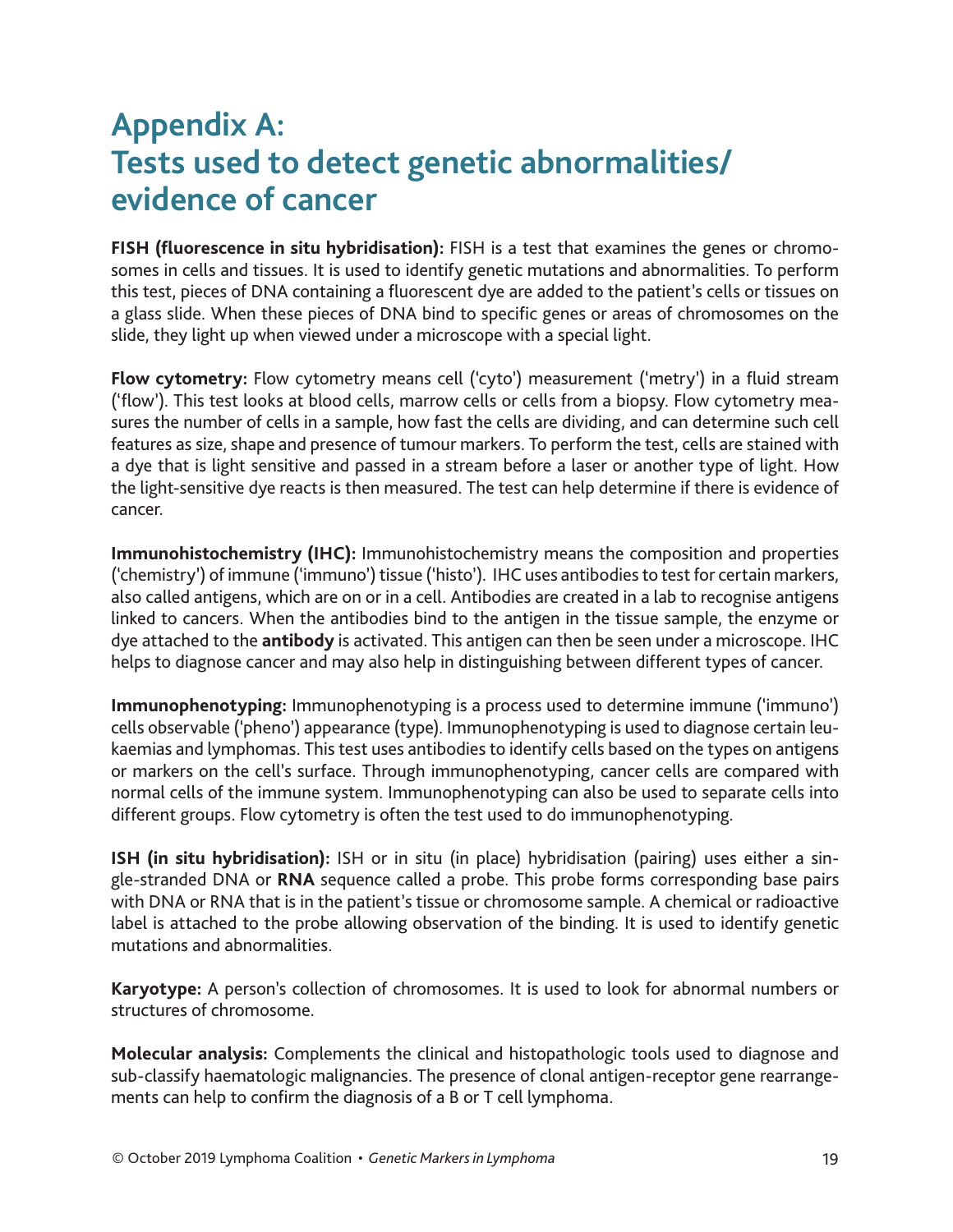# Appendix A: Tests used to detect genetic abnormalities/ evidence of cancer

**FISH (fluorescence in situ hybridisation):** FISH is a test that examines the genes or chromosomes in cells and tissues. It is used to identify genetic mutations and abnormalities. To perform this test, pieces of DNA containing a fluorescent dye are added to the patient's cells or tissues on a glass slide. When these pieces of DNA bind to specific genes or areas of chromosomes on the slide, they light up when viewed under a microscope with a special light.

**Flow cytometry:** Flow cytometry means cell ('cyto') measurement ('metry') in a fluid stream ('flow'). This test looks at blood cells, marrow cells or cells from a biopsy. Flow cytometry measures the number of cells in a sample, how fast the cells are dividing, and can determine such cell features as size, shape and presence of tumour markers. To perform the test, cells are stained with a dye that is light sensitive and passed in a stream before a laser or another type of light. How the light-sensitive dye reacts is then measured. The test can help determine if there is evidence of cancer.

**Immunohistochemistry (IHC):** Immunohistochemistry means the composition and properties ('chemistry') of immune ('immuno') tissue ('histo'). IHC uses antibodies to test for certain markers, also called antigens, which are on or in a cell. Antibodies are created in a lab to recognise antigens linked to cancers. When the antibodies bind to the antigen in the tissue sample, the enzyme or dye attached to the **antibody** is activated. This antigen can then be seen under a microscope. IHC helps to diagnose cancer and may also help in distinguishing between different types of cancer.

**Immunophenotyping:** Immunophenotyping is a process used to determine immune ('immuno') cells observable ('pheno') appearance (type). Immunophenotyping is used to diagnose certain leukaemias and lymphomas. This test uses antibodies to identify cells based on the types on antigens or markers on the cell's surface. Through immunophenotyping, cancer cells are compared with normal cells of the immune system. Immunophenotyping can also be used to separate cells into different groups. Flow cytometry is often the test used to do immunophenotyping.

**ISH (in situ hybridisation):** ISH or in situ (in place) hybridisation (pairing) uses either a single-stranded DNA or **RNA** sequence called a probe. This probe forms corresponding base pairs with DNA or RNA that is in the patient's tissue or chromosome sample. A chemical or radioactive label is attached to the probe allowing observation of the binding. It is used to identify genetic mutations and abnormalities.

**Karyotype:** A person's collection of chromosomes. It is used to look for abnormal numbers or structures of chromosome.

**Molecular analysis:** Complements the clinical and histopathologic tools used to diagnose and sub-classify haematologic malignancies. The presence of clonal antigen-receptor gene rearrangements can help to confirm the diagnosis of a B or T cell lymphoma.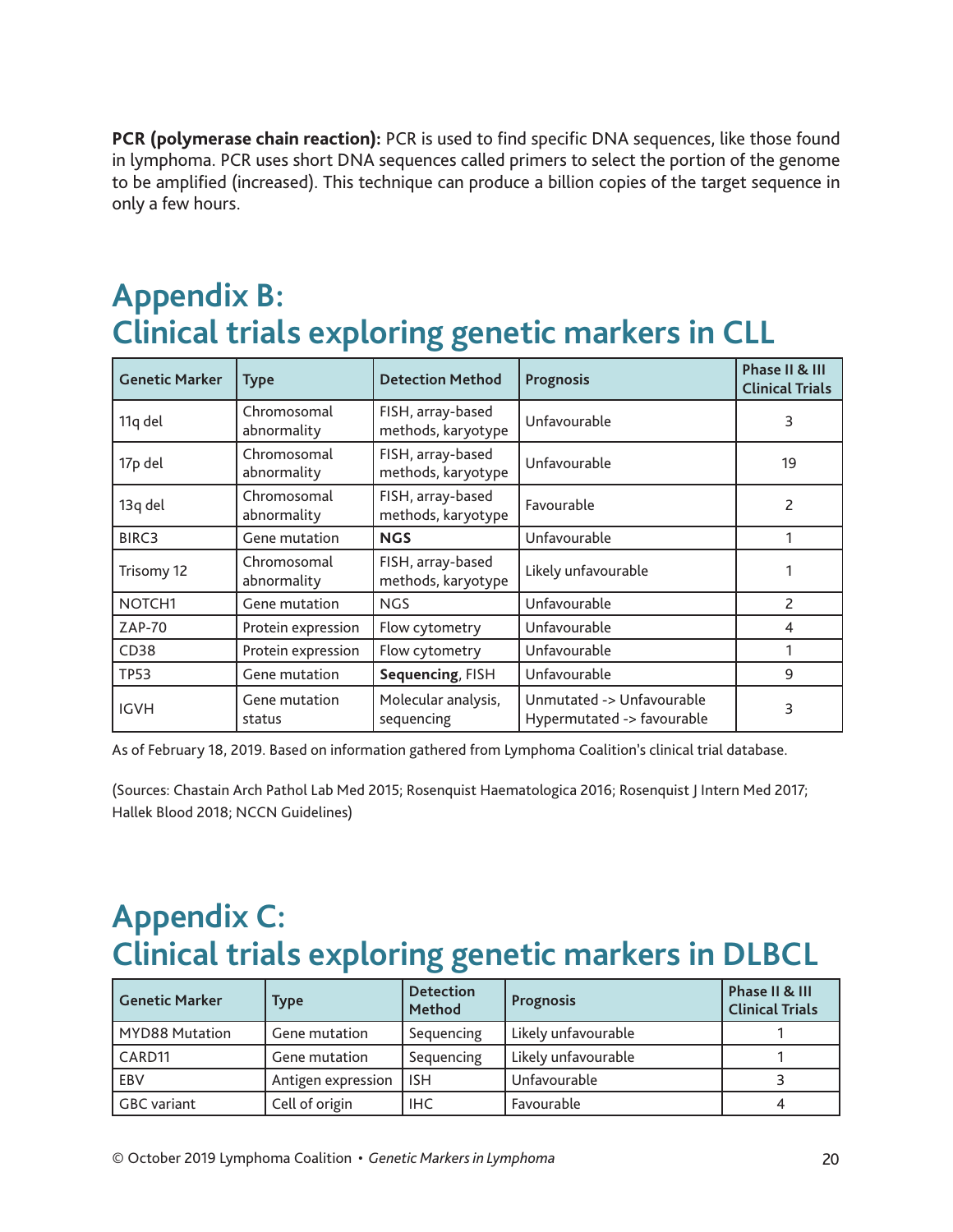**PCR (polymerase chain reaction):** PCR is used to find specific DNA sequences, like those found in lymphoma. PCR uses short DNA sequences called primers to select the portion of the genome to be amplified (increased). This technique can produce a billion copies of the target sequence in only a few hours.

# Appendix B: Clinical trials exploring genetic markers in CLL

| Genetic Marker | Type | Detection Method | Prognosis | Phase II & III Clinical Trials |
|---|---|---|---|---|
| 11q del | Chromosomal abnormality | FISH, array-based methods, karyotype | Unfavourable | 3 |
| 17p del | Chromosomal abnormality | FISH, array-based methods, karyotype | Unfavourable | 19 |
| 13q del | Chromosomal abnormality | FISH, array-based methods, karyotype | Favourable | 2 |
| BIRC3 | Gene mutation | **NGS** | Unfavourable | 1 |
| Trisomy 12 | Chromosomal abnormality | FISH, array-based methods, karyotype | Likely unfavourable | 1 |
| NOTCH1 | Gene mutation | NGS | Unfavourable | 2 |
| ZAP-70 | Protein expression | Flow cytometry | Unfavourable | 4 |
| CD38 | Protein expression | Flow cytometry | Unfavourable | 1 |
| TP53 | Gene mutation | **Sequencing**, FISH | Unfavourable | 9 |
| IGVH | Gene mutation status | Molecular analysis, sequencing | Unmutated -> Unfavourable Hypermutated -> favourable | 3 |

As of February 18, 2019. Based on information gathered from Lymphoma Coalition's clinical trial database.

(Sources: Chastain Arch Pathol Lab Med 2015; Rosenquist Haematologica 2016; Rosenquist J Intern Med 2017; Hallek Blood 2018; NCCN Guidelines)

# Appendix C: Clinical trials exploring genetic markers in DLBCL

| Genetic Marker | Type | Detection Method | Prognosis | Phase II & III Clinical Trials |
|---|---|---|---|---|
| MYD88 Mutation | Gene mutation | Sequencing | Likely unfavourable | 1 |
| CARD11 | Gene mutation | Sequencing | Likely unfavourable | 1 |
| EBV | Antigen expression | ISH | Unfavourable | 3 |
| GBC variant | Cell of origin | IHC | Favourable | 4 |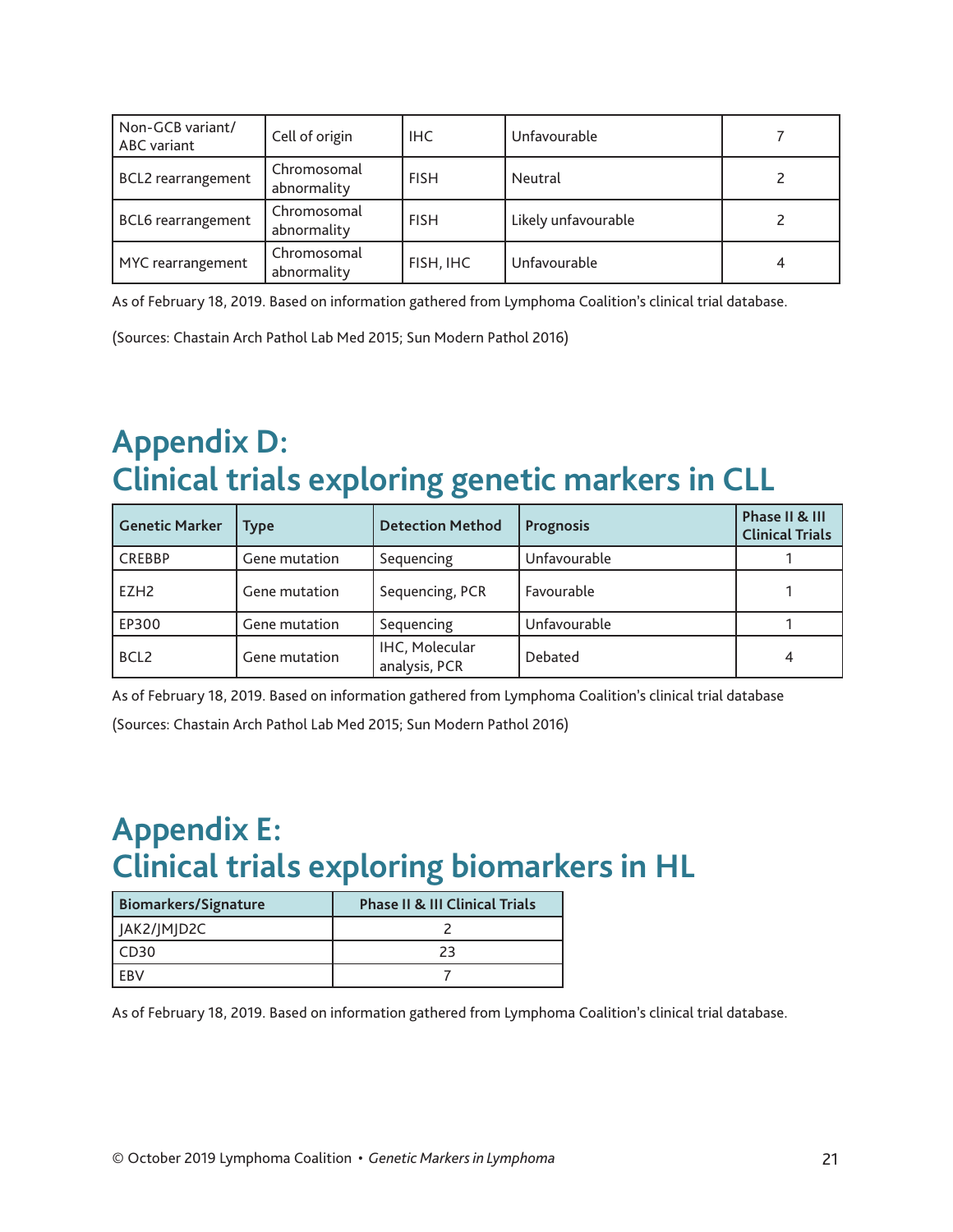| Non-GCB variant/ ABC variant | Cell of origin | IHC | Unfavourable | 7 |
|---|---|---|---|---|
| BCL2 rearrangement | Chromosomal abnormality | FISH | Neutral | 2 |
| BCL6 rearrangement | Chromosomal abnormality | FISH | Likely unfavourable | 2 |
| MYC rearrangement | Chromosomal abnormality | FISH, IHC | Unfavourable | 4 |

As of February 18, 2019. Based on information gathered from Lymphoma Coalition's clinical trial database.

(Sources: Chastain Arch Pathol Lab Med 2015; Sun Modern Pathol 2016)

# Appendix D: Clinical trials exploring genetic markers in CLL

| Genetic Marker | Type | Detection Method | Prognosis | Phase II & III Clinical Trials |
|---|---|---|---|---|
| CREBBP | Gene mutation | Sequencing | Unfavourable | 1 |
| EZH2 | Gene mutation | Sequencing, PCR | Favourable | 1 |
| EP300 | Gene mutation | Sequencing | Unfavourable | 1 |
| BCL2 | Gene mutation | IHC, Molecular analysis, PCR | Debated | 4 |

As of February 18, 2019. Based on information gathered from Lymphoma Coalition's clinical trial database

(Sources: Chastain Arch Pathol Lab Med 2015; Sun Modern Pathol 2016)

# Appendix E: Clinical trials exploring biomarkers in HL

| Biomarkers/Signature | Phase II & III Clinical Trials |
|---|---|
| JAK2/JMJD2C | 2 |
| CD30 | 23 |
| EBV | 7 |

As of February 18, 2019. Based on information gathered from Lymphoma Coalition's clinical trial database.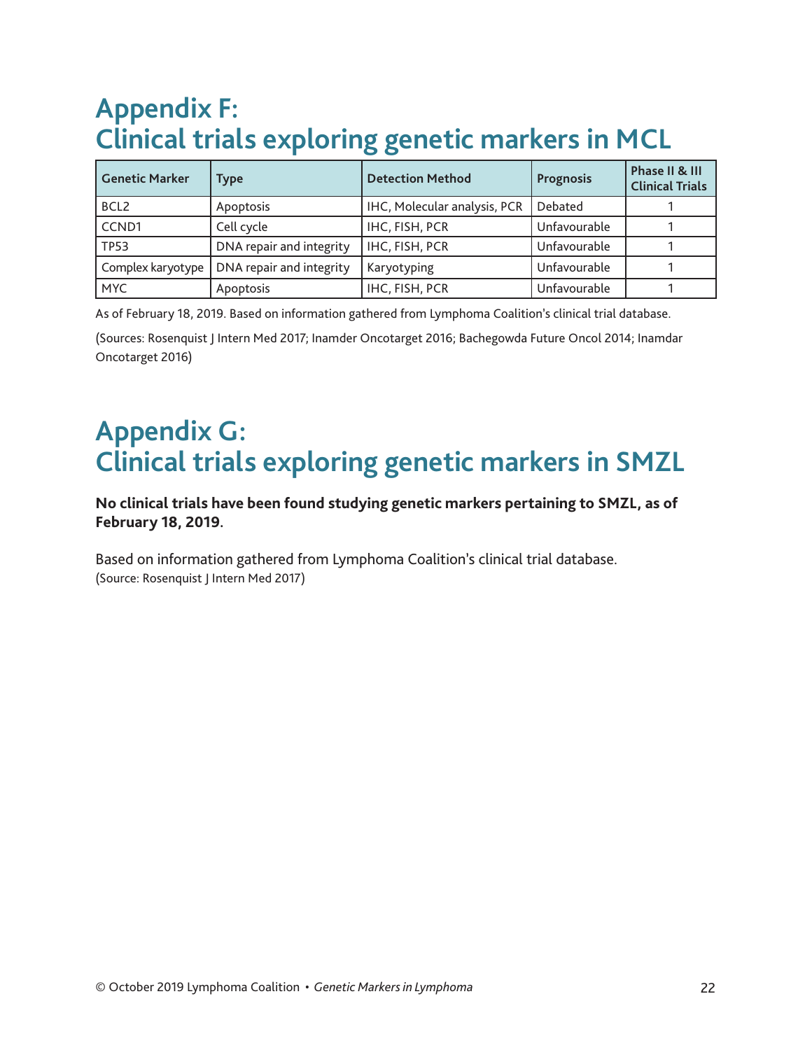# Appendix F: Clinical trials exploring genetic markers in MCL

| Genetic Marker | Type | Detection Method | Prognosis | Phase II & III Clinical Trials |
|---|---|---|---|---|
| BCL2 | Apoptosis | IHC, Molecular analysis, PCR | Debated | 1 |
| CCND1 | Cell cycle | IHC, FISH, PCR | Unfavourable | 1 |
| TP53 | DNA repair and integrity | IHC, FISH, PCR | Unfavourable | 1 |
| Complex karyotype | DNA repair and integrity | Karyotyping | Unfavourable | 1 |
| MYC | Apoptosis | IHC, FISH, PCR | Unfavourable | 1 |

As of February 18, 2019. Based on information gathered from Lymphoma Coalition's clinical trial database.

(Sources: Rosenquist J Intern Med 2017; Inamder Oncotarget 2016; Bachegowda Future Oncol 2014; Inamdar Oncotarget 2016)

# Appendix G: Clinical trials exploring genetic markers in SMZL

**No clinical trials have been found studying genetic markers pertaining to SMZL, as of February 18, 2019.**

Based on information gathered from Lymphoma Coalition's clinical trial database.
(Source: Rosenquist J Intern Med 2017)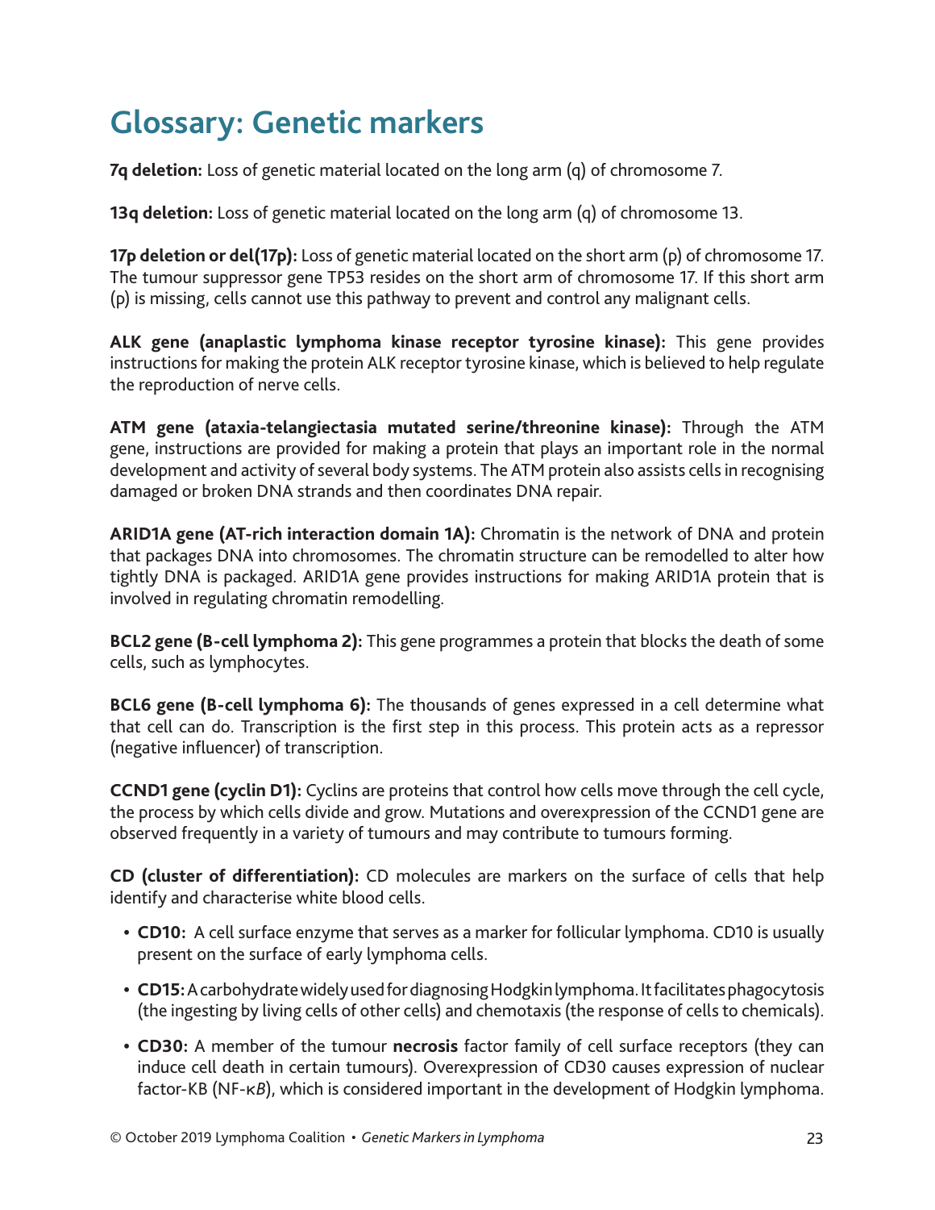# Glossary: Genetic markers

**7q deletion:** Loss of genetic material located on the long arm (q) of chromosome 7.

**13q deletion:** Loss of genetic material located on the long arm (q) of chromosome 13.

**17p deletion or del(17p):** Loss of genetic material located on the short arm (p) of chromosome 17. The tumour suppressor gene TP53 resides on the short arm of chromosome 17. If this short arm (p) is missing, cells cannot use this pathway to prevent and control any malignant cells.

**ALK gene (anaplastic lymphoma kinase receptor tyrosine kinase):** This gene provides instructions for making the protein ALK receptor tyrosine kinase, which is believed to help regulate the reproduction of nerve cells.

**ATM gene (ataxia-telangiectasia mutated serine/threonine kinase):** Through the ATM gene, instructions are provided for making a protein that plays an important role in the normal development and activity of several body systems. The ATM protein also assists cells in recognising damaged or broken DNA strands and then coordinates DNA repair.

**ARID1A gene (AT-rich interaction domain 1A):** Chromatin is the network of DNA and protein that packages DNA into chromosomes. The chromatin structure can be remodelled to alter how tightly DNA is packaged. ARID1A gene provides instructions for making ARID1A protein that is involved in regulating chromatin remodelling.

**BCL2 gene (B-cell lymphoma 2):** This gene programmes a protein that blocks the death of some cells, such as lymphocytes.

**BCL6 gene (B-cell lymphoma 6):** The thousands of genes expressed in a cell determine what that cell can do. Transcription is the first step in this process. This protein acts as a repressor (negative influencer) of transcription.

**CCND1 gene (cyclin D1):** Cyclins are proteins that control how cells move through the cell cycle, the process by which cells divide and grow. Mutations and overexpression of the CCND1 gene are observed frequently in a variety of tumours and may contribute to tumours forming.

**CD (cluster of differentiation):** CD molecules are markers on the surface of cells that help identify and characterise white blood cells.

- **CD10:** A cell surface enzyme that serves as a marker for follicular lymphoma. CD10 is usually present on the surface of early lymphoma cells.
- **CD15:** A carbohydrate widely used for diagnosing Hodgkin lymphoma. It facilitates phagocytosis (the ingesting by living cells of other cells) and chemotaxis (the response of cells to chemicals).
- **CD30:** A member of the tumour **necrosis** factor family of cell surface receptors (they can induce cell death in certain tumours). Overexpression of CD30 causes expression of nuclear factor-KB (NF-κ*B*), which is considered important in the development of Hodgkin lymphoma.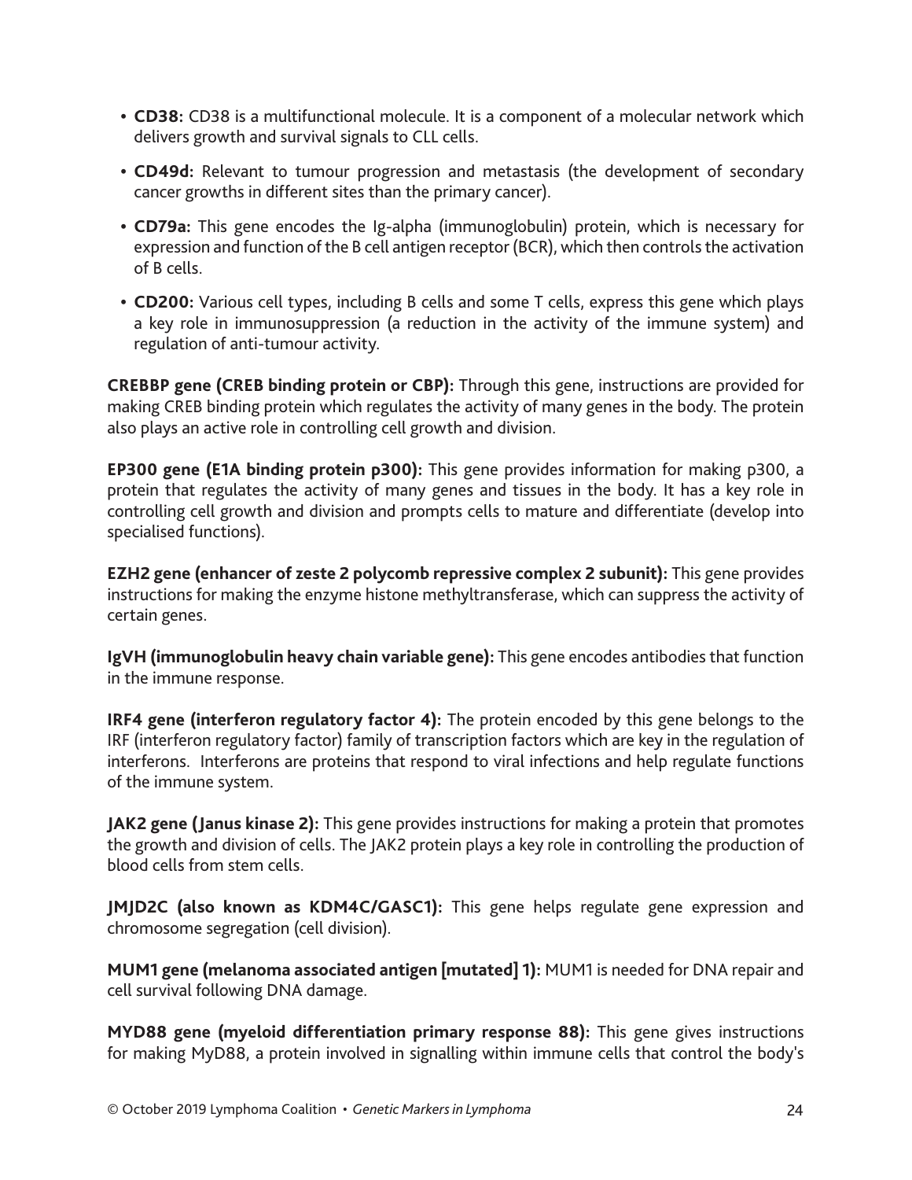- **CD38:** CD38 is a multifunctional molecule. It is a component of a molecular network which delivers growth and survival signals to CLL cells.
- **CD49d:** Relevant to tumour progression and metastasis (the development of secondary cancer growths in different sites than the primary cancer).
- **CD79a:** This gene encodes the Ig-alpha (immunoglobulin) protein, which is necessary for expression and function of the B cell antigen receptor (BCR), which then controls the activation of B cells.
- **CD200:** Various cell types, including B cells and some T cells, express this gene which plays a key role in immunosuppression (a reduction in the activity of the immune system) and regulation of anti-tumour activity.

**CREBBP gene (CREB binding protein or CBP):** Through this gene, instructions are provided for making CREB binding protein which regulates the activity of many genes in the body. The protein also plays an active role in controlling cell growth and division.

**EP300 gene (E1A binding protein p300):** This gene provides information for making p300, a protein that regulates the activity of many genes and tissues in the body. It has a key role in controlling cell growth and division and prompts cells to mature and differentiate (develop into specialised functions).

**EZH2 gene (enhancer of zeste 2 polycomb repressive complex 2 subunit):** This gene provides instructions for making the enzyme histone methyltransferase, which can suppress the activity of certain genes.

**IgVH (immunoglobulin heavy chain variable gene):** This gene encodes antibodies that function in the immune response.

**IRF4 gene (interferon regulatory factor 4):** The protein encoded by this gene belongs to the IRF (interferon regulatory factor) family of transcription factors which are key in the regulation of interferons. Interferons are proteins that respond to viral infections and help regulate functions of the immune system.

**JAK2 gene (Janus kinase 2):** This gene provides instructions for making a protein that promotes the growth and division of cells. The JAK2 protein plays a key role in controlling the production of blood cells from stem cells.

**JMJD2C (also known as KDM4C/GASC1):** This gene helps regulate gene expression and chromosome segregation (cell division).

**MUM1 gene (melanoma associated antigen [mutated] 1):** MUM1 is needed for DNA repair and cell survival following DNA damage.

**MYD88 gene (myeloid differentiation primary response 88):** This gene gives instructions for making MyD88, a protein involved in signalling within immune cells that control the body's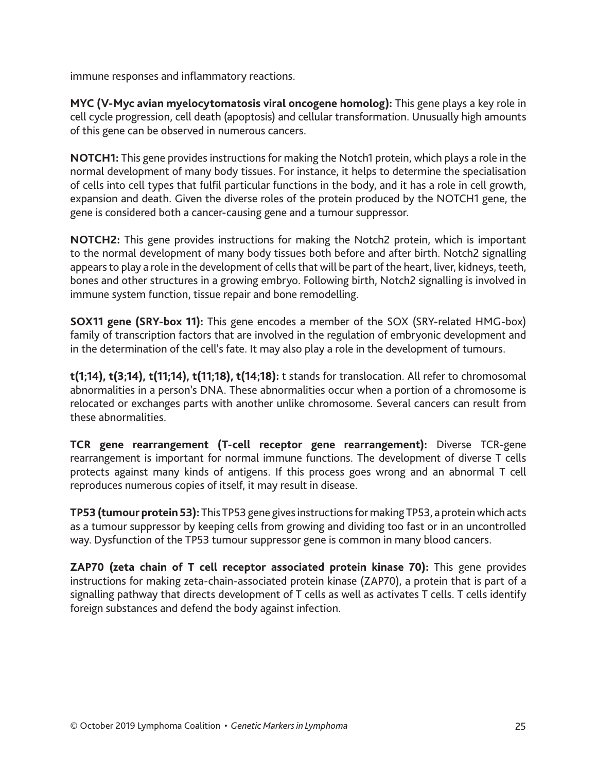immune responses and inflammatory reactions.

**MYC (V-Myc avian myelocytomatosis viral oncogene homolog):** This gene plays a key role in cell cycle progression, cell death (apoptosis) and cellular transformation. Unusually high amounts of this gene can be observed in numerous cancers.

**NOTCH1:** This gene provides instructions for making the Notch1 protein, which plays a role in the normal development of many body tissues. For instance, it helps to determine the specialisation of cells into cell types that fulfil particular functions in the body, and it has a role in cell growth, expansion and death. Given the diverse roles of the protein produced by the NOTCH1 gene, the gene is considered both a cancer-causing gene and a tumour suppressor.

**NOTCH2:** This gene provides instructions for making the Notch2 protein, which is important to the normal development of many body tissues both before and after birth. Notch2 signalling appears to play a role in the development of cells that will be part of the heart, liver, kidneys, teeth, bones and other structures in a growing embryo. Following birth, Notch2 signalling is involved in immune system function, tissue repair and bone remodelling.

**SOX11 gene (SRY-box 11):** This gene encodes a member of the SOX (SRY-related HMG-box) family of transcription factors that are involved in the regulation of embryonic development and in the determination of the cell's fate. It may also play a role in the development of tumours.

**t(1;14), t(3;14), t(11;14), t(11;18), t(14;18):** t stands for translocation. All refer to chromosomal abnormalities in a person's DNA. These abnormalities occur when a portion of a chromosome is relocated or exchanges parts with another unlike chromosome. Several cancers can result from these abnormalities.

**TCR gene rearrangement (T-cell receptor gene rearrangement):** Diverse TCR-gene rearrangement is important for normal immune functions. The development of diverse T cells protects against many kinds of antigens. If this process goes wrong and an abnormal T cell reproduces numerous copies of itself, it may result in disease.

**TP53 (tumour protein 53):** This TP53 gene gives instructions for making TP53, a protein which acts as a tumour suppressor by keeping cells from growing and dividing too fast or in an uncontrolled way. Dysfunction of the TP53 tumour suppressor gene is common in many blood cancers.

**ZAP70 (zeta chain of T cell receptor associated protein kinase 70):** This gene provides instructions for making zeta-chain-associated protein kinase (ZAP70), a protein that is part of a signalling pathway that directs development of T cells as well as activates T cells. T cells identify foreign substances and defend the body against infection.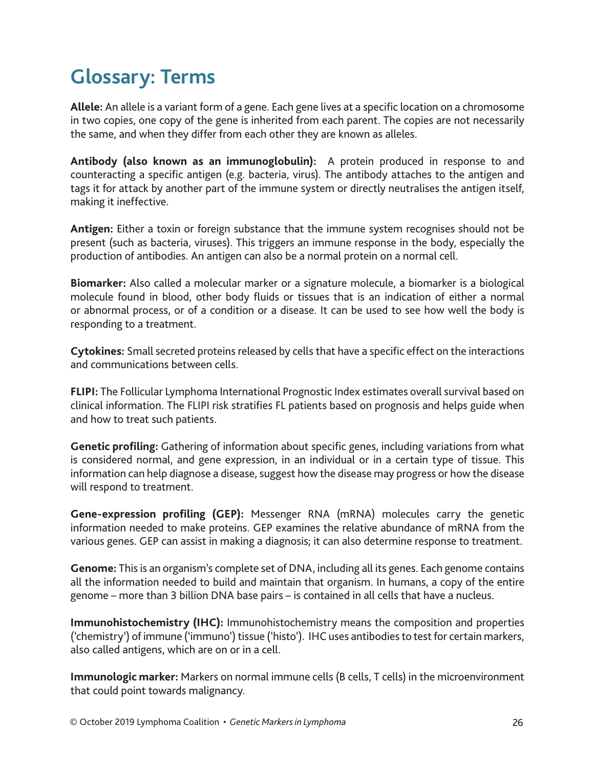# Glossary: Terms

**Allele:** An allele is a variant form of a gene. Each gene lives at a specific location on a chromosome in two copies, one copy of the gene is inherited from each parent. The copies are not necessarily the same, and when they differ from each other they are known as alleles.

**Antibody (also known as an immunoglobulin):** A protein produced in response to and counteracting a specific antigen (e.g. bacteria, virus). The antibody attaches to the antigen and tags it for attack by another part of the immune system or directly neutralises the antigen itself, making it ineffective.

**Antigen:** Either a toxin or foreign substance that the immune system recognises should not be present (such as bacteria, viruses). This triggers an immune response in the body, especially the production of antibodies. An antigen can also be a normal protein on a normal cell.

**Biomarker:** Also called a molecular marker or a signature molecule, a biomarker is a biological molecule found in blood, other body fluids or tissues that is an indication of either a normal or abnormal process, or of a condition or a disease. It can be used to see how well the body is responding to a treatment.

**Cytokines:** Small secreted proteins released by cells that have a specific effect on the interactions and communications between cells.

**FLIPI:** The Follicular Lymphoma International Prognostic Index estimates overall survival based on clinical information. The FLIPI risk stratifies FL patients based on prognosis and helps guide when and how to treat such patients.

**Genetic profiling:** Gathering of information about specific genes, including variations from what is considered normal, and gene expression, in an individual or in a certain type of tissue. This information can help diagnose a disease, suggest how the disease may progress or how the disease will respond to treatment.

**Gene-expression profiling (GEP):** Messenger RNA (mRNA) molecules carry the genetic information needed to make proteins. GEP examines the relative abundance of mRNA from the various genes. GEP can assist in making a diagnosis; it can also determine response to treatment.

**Genome:** This is an organism's complete set of DNA, including all its genes. Each genome contains all the information needed to build and maintain that organism. In humans, a copy of the entire genome – more than 3 billion DNA base pairs – is contained in all cells that have a nucleus.

**Immunohistochemistry (IHC):** Immunohistochemistry means the composition and properties ('chemistry') of immune ('immuno') tissue ('histo'). IHC uses antibodies to test for certain markers, also called antigens, which are on or in a cell.

**Immunologic marker:** Markers on normal immune cells (B cells, T cells) in the microenvironment that could point towards malignancy.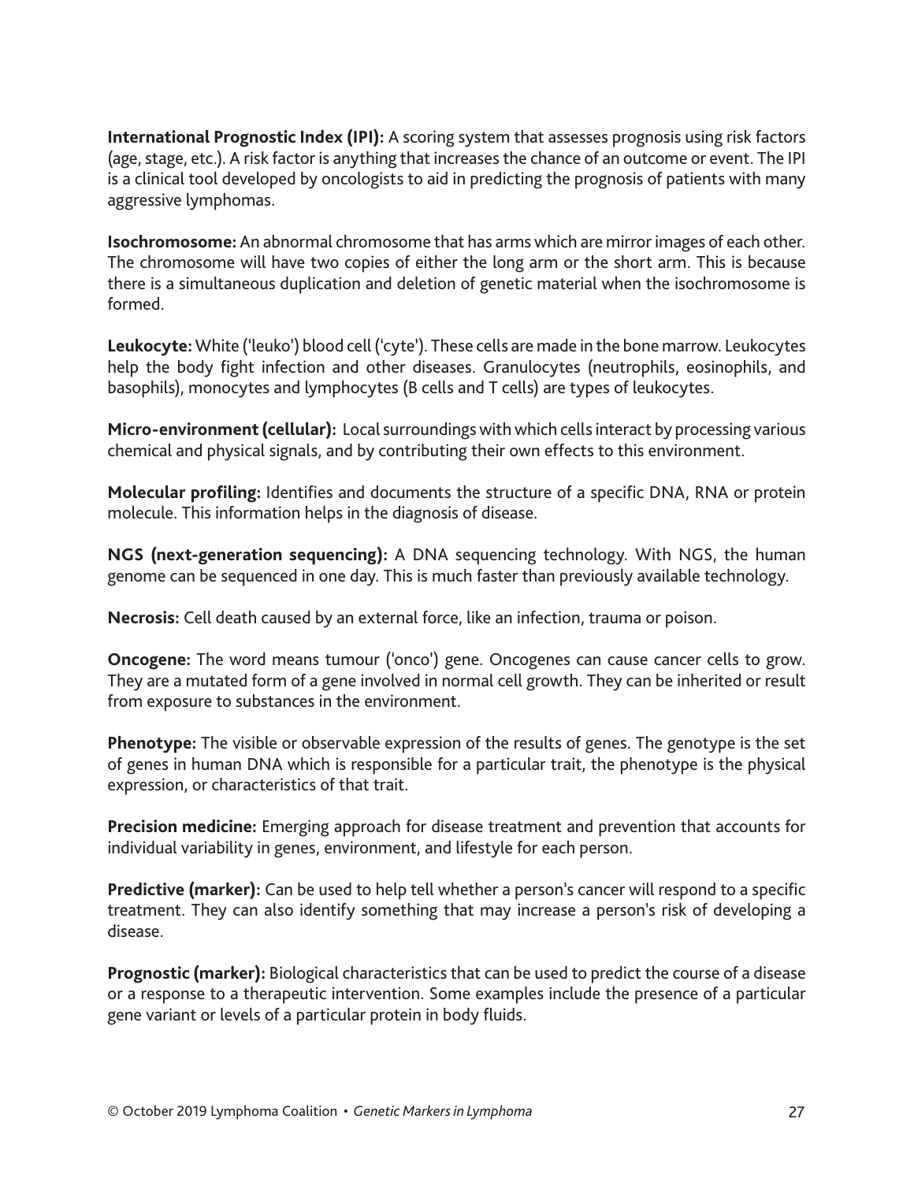**International Prognostic Index (IPI):** A scoring system that assesses prognosis using risk factors (age, stage, etc.). A risk factor is anything that increases the chance of an outcome or event. The IPI is a clinical tool developed by oncologists to aid in predicting the prognosis of patients with many aggressive lymphomas.

**Isochromosome:** An abnormal chromosome that has arms which are mirror images of each other. The chromosome will have two copies of either the long arm or the short arm. This is because there is a simultaneous duplication and deletion of genetic material when the isochromosome is formed.

**Leukocyte:** White ('leuko') blood cell ('cyte'). These cells are made in the bone marrow. Leukocytes help the body fight infection and other diseases. Granulocytes (neutrophils, eosinophils, and basophils), monocytes and lymphocytes (B cells and T cells) are types of leukocytes.

**Micro-environment (cellular):** Local surroundings with which cells interact by processing various chemical and physical signals, and by contributing their own effects to this environment.

**Molecular profiling:** Identifies and documents the structure of a specific DNA, RNA or protein molecule. This information helps in the diagnosis of disease.

**NGS (next-generation sequencing):** A DNA sequencing technology. With NGS, the human genome can be sequenced in one day. This is much faster than previously available technology.

**Necrosis:** Cell death caused by an external force, like an infection, trauma or poison.

**Oncogene:** The word means tumour ('onco') gene. Oncogenes can cause cancer cells to grow. They are a mutated form of a gene involved in normal cell growth. They can be inherited or result from exposure to substances in the environment.

**Phenotype:** The visible or observable expression of the results of genes. The genotype is the set of genes in human DNA which is responsible for a particular trait, the phenotype is the physical expression, or characteristics of that trait.

**Precision medicine:** Emerging approach for disease treatment and prevention that accounts for individual variability in genes, environment, and lifestyle for each person.

**Predictive (marker):** Can be used to help tell whether a person's cancer will respond to a specific treatment. They can also identify something that may increase a person's risk of developing a disease.

**Prognostic (marker):** Biological characteristics that can be used to predict the course of a disease or a response to a therapeutic intervention. Some examples include the presence of a particular gene variant or levels of a particular protein in body fluids.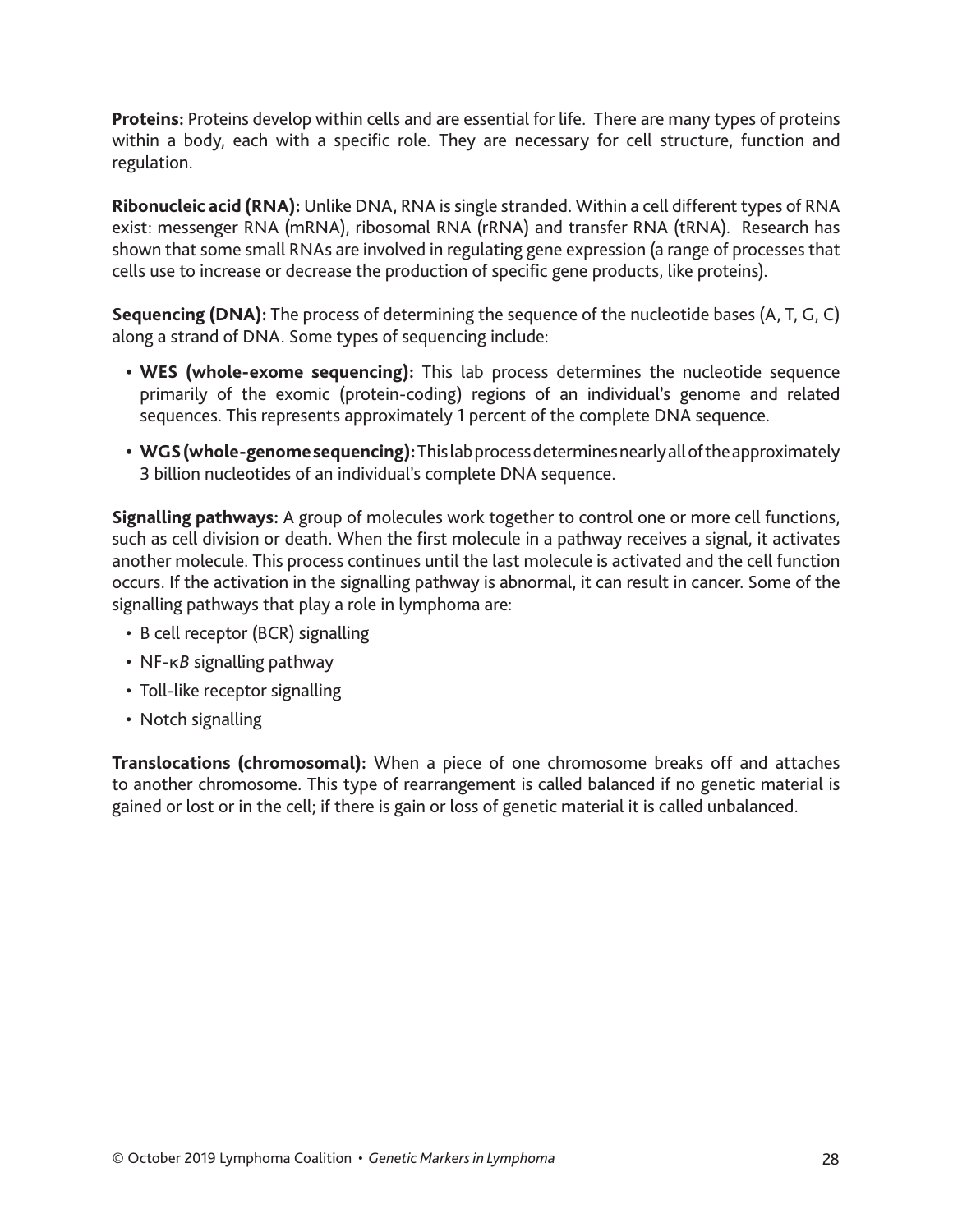**Proteins:** Proteins develop within cells and are essential for life. There are many types of proteins within a body, each with a specific role. They are necessary for cell structure, function and regulation.

**Ribonucleic acid (RNA):** Unlike DNA, RNA is single stranded. Within a cell different types of RNA exist: messenger RNA (mRNA), ribosomal RNA (rRNA) and transfer RNA (tRNA). Research has shown that some small RNAs are involved in regulating gene expression (a range of processes that cells use to increase or decrease the production of specific gene products, like proteins).

**Sequencing (DNA):** The process of determining the sequence of the nucleotide bases (A, T, G, C) along a strand of DNA. Some types of sequencing include:

- **WES (whole-exome sequencing):** This lab process determines the nucleotide sequence primarily of the exomic (protein-coding) regions of an individual's genome and related sequences. This represents approximately 1 percent of the complete DNA sequence.
- **WGS (whole-genome sequencing):** This lab process determines nearly all of the approximately 3 billion nucleotides of an individual's complete DNA sequence.

**Signalling pathways:** A group of molecules work together to control one or more cell functions, such as cell division or death. When the first molecule in a pathway receives a signal, it activates another molecule. This process continues until the last molecule is activated and the cell function occurs. If the activation in the signalling pathway is abnormal, it can result in cancer. Some of the signalling pathways that play a role in lymphoma are:

- B cell receptor (BCR) signalling
- NF-κ*B* signalling pathway
- Toll-like receptor signalling
- Notch signalling

**Translocations (chromosomal):** When a piece of one chromosome breaks off and attaches to another chromosome. This type of rearrangement is called balanced if no genetic material is gained or lost or in the cell; if there is gain or loss of genetic material it is called unbalanced.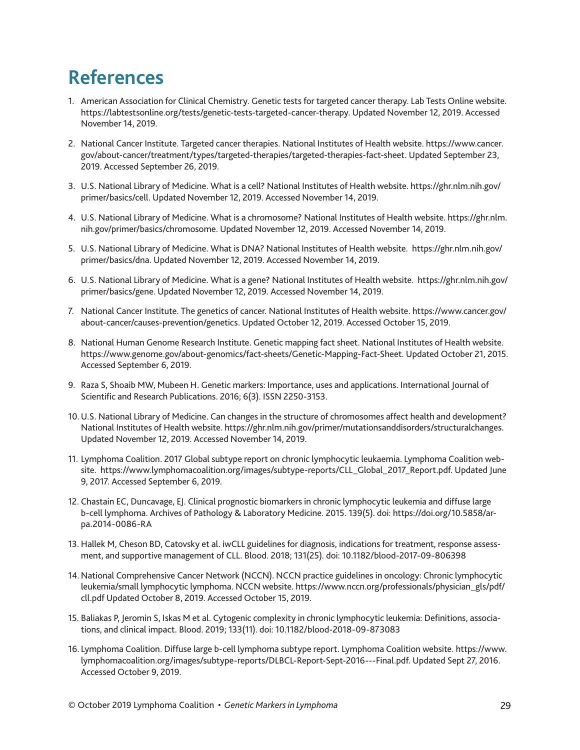# References

1. American Association for Clinical Chemistry. Genetic tests for targeted cancer therapy. Lab Tests Online website. https://labtestsonline.org/tests/genetic-tests-targeted-cancer-therapy. Updated November 12, 2019. Accessed November 14, 2019.

2. National Cancer Institute. Targeted cancer therapies. National Institutes of Health website. https://www.cancer.gov/about-cancer/treatment/types/targeted-therapies/targeted-therapies-fact-sheet. Updated September 23, 2019. Accessed September 26, 2019.

3. U.S. National Library of Medicine. What is a cell? National Institutes of Health website. https://ghr.nlm.nih.gov/primer/basics/cell. Updated November 12, 2019. Accessed November 14, 2019.

4. U.S. National Library of Medicine. What is a chromosome? National Institutes of Health website. https://ghr.nlm.nih.gov/primer/basics/chromosome. Updated November 12, 2019. Accessed November 14, 2019.

5. U.S. National Library of Medicine. What is DNA? National Institutes of Health website. https://ghr.nlm.nih.gov/primer/basics/dna. Updated November 12, 2019. Accessed November 14, 2019.

6. U.S. National Library of Medicine. What is a gene? National Institutes of Health website. https://ghr.nlm.nih.gov/primer/basics/gene. Updated November 12, 2019. Accessed November 14, 2019.

7. National Cancer Institute. The genetics of cancer. National Institutes of Health website. https://www.cancer.gov/about-cancer/causes-prevention/genetics. Updated October 12, 2019. Accessed October 15, 2019.

8. National Human Genome Research Institute. Genetic mapping fact sheet. National Institutes of Health website. https://www.genome.gov/about-genomics/fact-sheets/Genetic-Mapping-Fact-Sheet. Updated October 21, 2015. Accessed September 6, 2019.

9. Raza S, Shoaib MW, Mubeen H. Genetic markers: Importance, uses and applications. International Journal of Scientific and Research Publications. 2016; 6(3). ISSN 2250-3153.

10. U.S. National Library of Medicine. Can changes in the structure of chromosomes affect health and development? National Institutes of Health website. https://ghr.nlm.nih.gov/primer/mutationsanddisorders/structuralchanges. Updated November 12, 2019. Accessed November 14, 2019.

11. Lymphoma Coalition. 2017 Global subtype report on chronic lymphocytic leukaemia. Lymphoma Coalition website. https://www.lymphomacoalition.org/images/subtype-reports/CLL_Global_2017_Report.pdf. Updated June 9, 2017. Accessed September 6, 2019.

12. Chastain EC, Duncavage, EJ. Clinical prognostic biomarkers in chronic lymphocytic leukemia and diffuse large b-cell lymphoma. Archives of Pathology & Laboratory Medicine. 2015. 139(5). doi: https://doi.org/10.5858/arpa.2014-0086-RA

13. Hallek M, Cheson BD, Catovsky et al. iwCLL guidelines for diagnosis, indications for treatment, response assessment, and supportive management of CLL. Blood. 2018; 131(25). doi: 10.1182/blood-2017-09-806398

14. National Comprehensive Cancer Network (NCCN). NCCN practice guidelines in oncology: Chronic lymphocytic leukemia/small lymphocytic lymphoma. NCCN website. https://www.nccn.org/professionals/physician_gls/pdf/cll.pdf Updated October 8, 2019. Accessed October 15, 2019.

15. Baliakas P, Jeromin S, Iskas M et al. Cytogenic complexity in chronic lymphocytic leukemia: Definitions, associations, and clinical impact. Blood. 2019; 133(11). doi: 10.1182/blood-2018-09-873083

16. Lymphoma Coalition. Diffuse large b-cell lymphoma subtype report. Lymphoma Coalition website. https://www.lymphomacoalition.org/images/subtype-reports/DLBCL-Report-Sept-2016---Final.pdf. Updated Sept 27, 2016. Accessed October 9, 2019.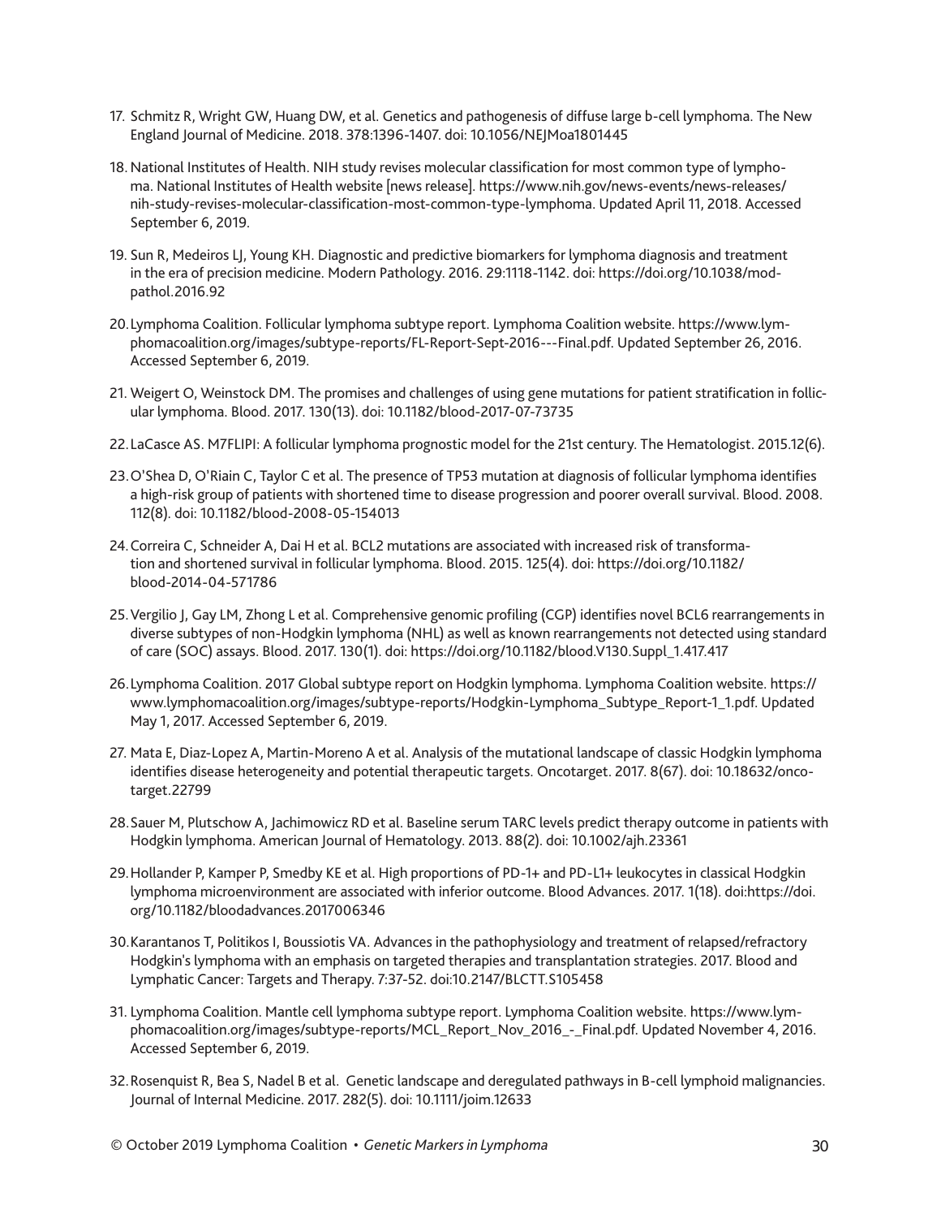17. Schmitz R, Wright GW, Huang DW, et al. Genetics and pathogenesis of diffuse large b-cell lymphoma. The New England Journal of Medicine. 2018. 378:1396-1407. doi: 10.1056/NEJMoa1801445

18. National Institutes of Health. NIH study revises molecular classification for most common type of lymphoma. National Institutes of Health website [news release]. https://www.nih.gov/news-events/news-releases/nih-study-revises-molecular-classification-most-common-type-lymphoma. Updated April 11, 2018. Accessed September 6, 2019.

19. Sun R, Medeiros LJ, Young KH. Diagnostic and predictive biomarkers for lymphoma diagnosis and treatment in the era of precision medicine. Modern Pathology. 2016. 29:1118-1142. doi: https://doi.org/10.1038/modpathol.2016.92

20. Lymphoma Coalition. Follicular lymphoma subtype report. Lymphoma Coalition website. https://www.lymphomacoalition.org/images/subtype-reports/FL-Report-Sept-2016---Final.pdf. Updated September 26, 2016. Accessed September 6, 2019.

21. Weigert O, Weinstock DM. The promises and challenges of using gene mutations for patient stratification in follicular lymphoma. Blood. 2017. 130(13). doi: 10.1182/blood-2017-07-73735

22. LaCasce AS. M7FLIPI: A follicular lymphoma prognostic model for the 21st century. The Hematologist. 2015.12(6).

23. O'Shea D, O'Riain C, Taylor C et al. The presence of TP53 mutation at diagnosis of follicular lymphoma identifies a high-risk group of patients with shortened time to disease progression and poorer overall survival. Blood. 2008. 112(8). doi: 10.1182/blood-2008-05-154013

24. Correira C, Schneider A, Dai H et al. BCL2 mutations are associated with increased risk of transformation and shortened survival in follicular lymphoma. Blood. 2015. 125(4). doi: https://doi.org/10.1182/blood-2014-04-571786

25. Vergilio J, Gay LM, Zhong L et al. Comprehensive genomic profiling (CGP) identifies novel BCL6 rearrangements in diverse subtypes of non-Hodgkin lymphoma (NHL) as well as known rearrangements not detected using standard of care (SOC) assays. Blood. 2017. 130(1). doi: https://doi.org/10.1182/blood.V130.Suppl_1.417.417

26. Lymphoma Coalition. 2017 Global subtype report on Hodgkin lymphoma. Lymphoma Coalition website. https://www.lymphomacoalition.org/images/subtype-reports/Hodgkin-Lymphoma_Subtype_Report-1_1.pdf. Updated May 1, 2017. Accessed September 6, 2019.

27. Mata E, Diaz-Lopez A, Martin-Moreno A et al. Analysis of the mutational landscape of classic Hodgkin lymphoma identifies disease heterogeneity and potential therapeutic targets. Oncotarget. 2017. 8(67). doi: 10.18632/oncotarget.22799

28. Sauer M, Plutschow A, Jachimowicz RD et al. Baseline serum TARC levels predict therapy outcome in patients with Hodgkin lymphoma. American Journal of Hematology. 2013. 88(2). doi: 10.1002/ajh.23361

29. Hollander P, Kamper P, Smedby KE et al. High proportions of PD-1+ and PD-L1+ leukocytes in classical Hodgkin lymphoma microenvironment are associated with inferior outcome. Blood Advances. 2017. 1(18). doi:https://doi.org/10.1182/bloodadvances.2017006346

30. Karantanos T, Politikos I, Boussiotis VA. Advances in the pathophysiology and treatment of relapsed/refractory Hodgkin's lymphoma with an emphasis on targeted therapies and transplantation strategies. 2017. Blood and Lymphatic Cancer: Targets and Therapy. 7:37-52. doi:10.2147/BLCTT.S105458

31. Lymphoma Coalition. Mantle cell lymphoma subtype report. Lymphoma Coalition website. https://www.lymphomacoalition.org/images/subtype-reports/MCL_Report_Nov_2016_-_Final.pdf. Updated November 4, 2016. Accessed September 6, 2019.

32. Rosenquist R, Bea S, Nadel B et al. Genetic landscape and deregulated pathways in B-cell lymphoid malignancies. Journal of Internal Medicine. 2017. 282(5). doi: 10.1111/joim.12633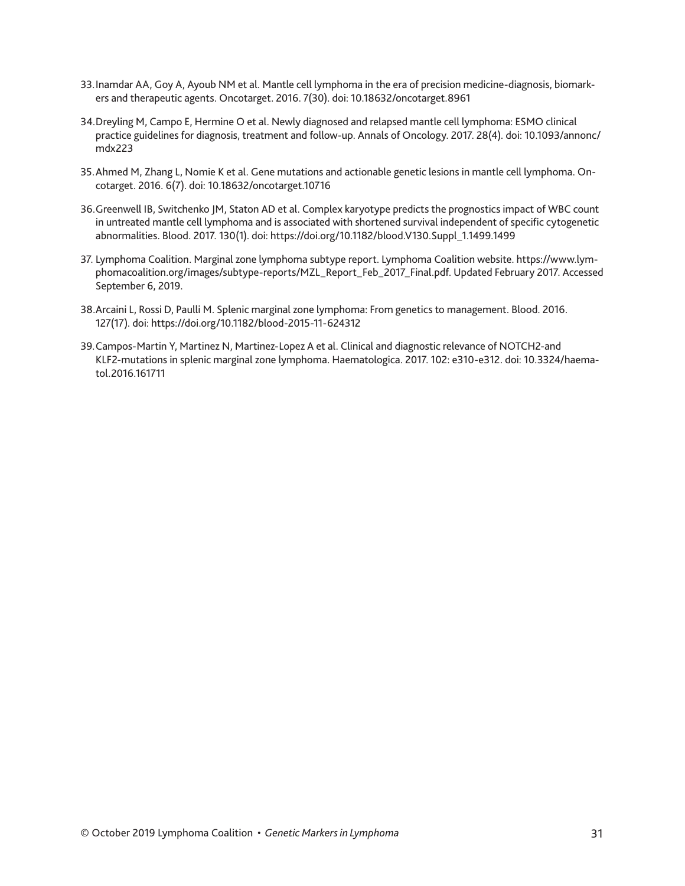33. Inamdar AA, Goy A, Ayoub NM et al. Mantle cell lymphoma in the era of precision medicine-diagnosis, biomarkers and therapeutic agents. Oncotarget. 2016. 7(30). doi: 10.18632/oncotarget.8961

34. Dreyling M, Campo E, Hermine O et al. Newly diagnosed and relapsed mantle cell lymphoma: ESMO clinical practice guidelines for diagnosis, treatment and follow-up. Annals of Oncology. 2017. 28(4). doi: 10.1093/annonc/mdx223

35. Ahmed M, Zhang L, Nomie K et al. Gene mutations and actionable genetic lesions in mantle cell lymphoma. Oncotarget. 2016. 6(7). doi: 10.18632/oncotarget.10716

36. Greenwell IB, Switchenko JM, Staton AD et al. Complex karyotype predicts the prognostics impact of WBC count in untreated mantle cell lymphoma and is associated with shortened survival independent of specific cytogenetic abnormalities. Blood. 2017. 130(1). doi: https://doi.org/10.1182/blood.V130.Suppl_1.1499.1499

37. Lymphoma Coalition. Marginal zone lymphoma subtype report. Lymphoma Coalition website. https://www.lymphomacoalition.org/images/subtype-reports/MZL_Report_Feb_2017_Final.pdf. Updated February 2017. Accessed September 6, 2019.

38. Arcaini L, Rossi D, Paulli M. Splenic marginal zone lymphoma: From genetics to management. Blood. 2016. 127(17). doi: https://doi.org/10.1182/blood-2015-11-624312

39. Campos-Martin Y, Martinez N, Martinez-Lopez A et al. Clinical and diagnostic relevance of NOTCH2-and KLF2-mutations in splenic marginal zone lymphoma. Haematologica. 2017. 102: e310-e312. doi: 10.3324/haematol.2016.161711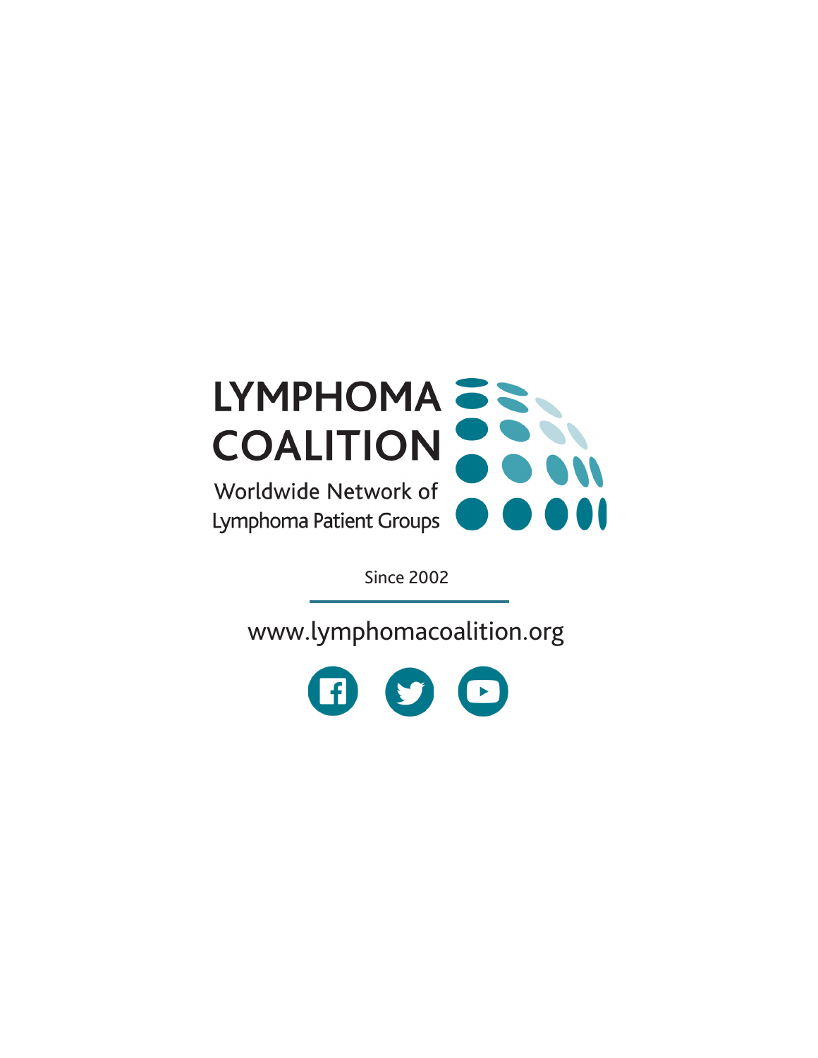LYMPHOMA COALITION

Worldwide Network of Lymphoma Patient Groups

Since 2002

www.lymphomacoalition.org